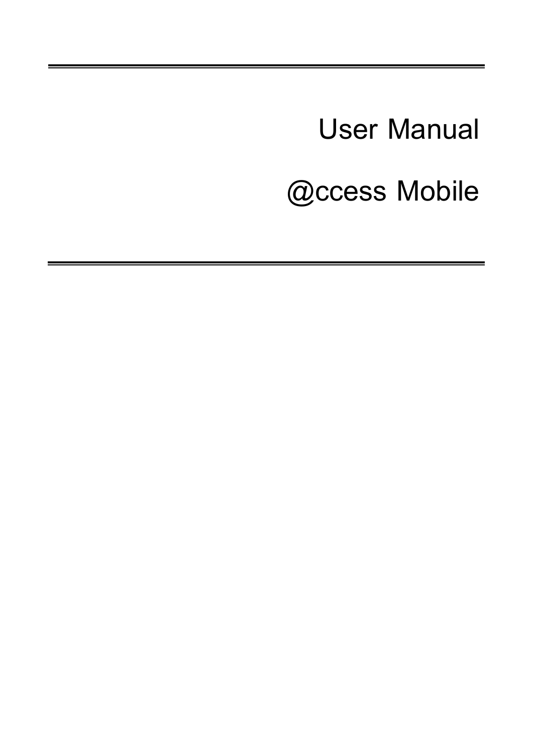# User Manual

# @ccess Mobile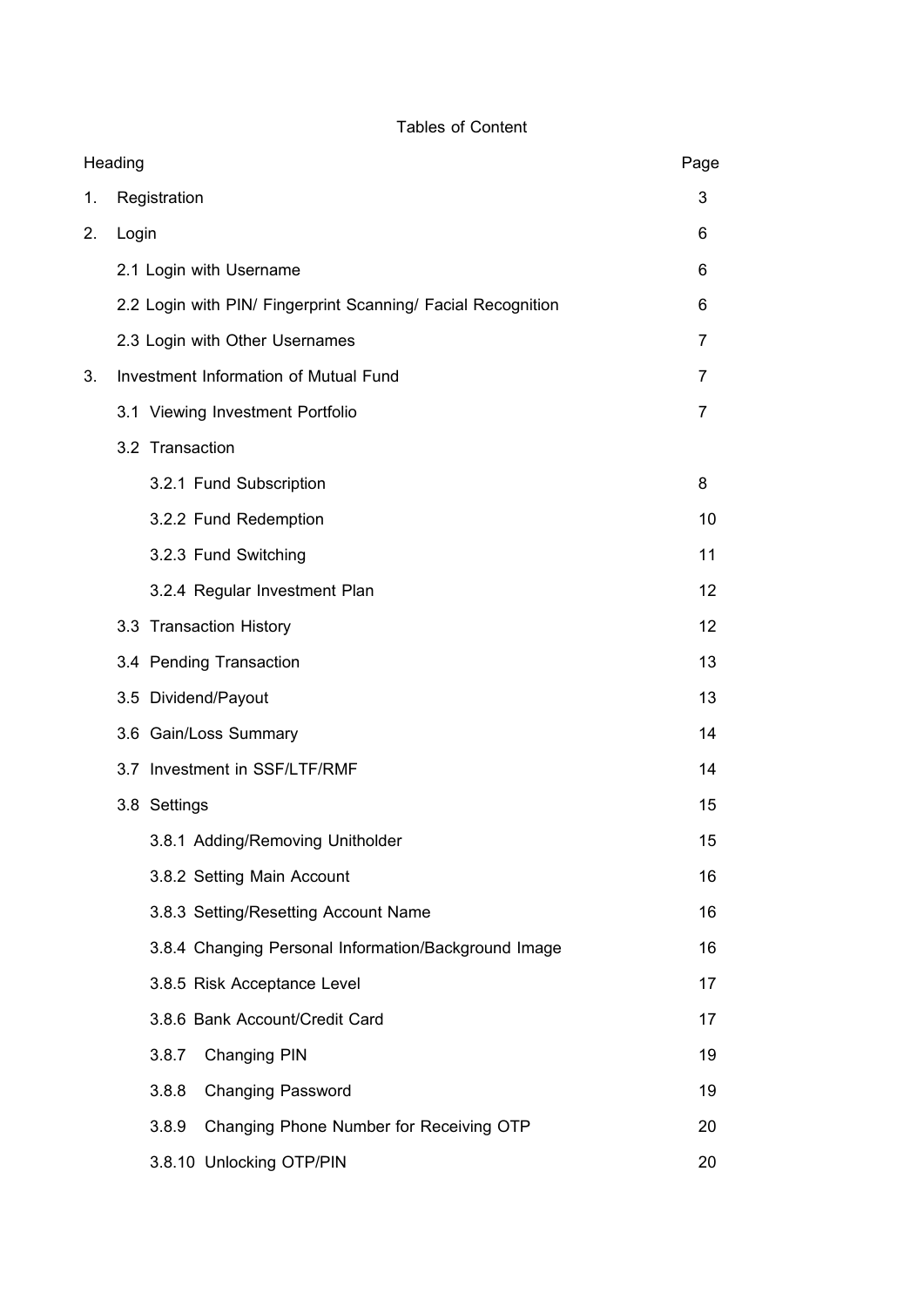# Tables of Content

| Heading | | Page |
|---|---|---|
| 1. | Registration | 3 |
| 2. | Login | 6 |
| | 2.1 Login with Username | 6 |
| | 2.2 Login with PIN/ Fingerprint Scanning/ Facial Recognition | 6 |
| | 2.3 Login with Other Usernames | 7 |
| 3. | Investment Information of Mutual Fund | 7 |
| | 3.1 Viewing Investment Portfolio | 7 |
| | 3.2 Transaction | |
| | 3.2.1 Fund Subscription | 8 |
| | 3.2.2 Fund Redemption | 10 |
| | 3.2.3 Fund Switching | 11 |
| | 3.2.4 Regular Investment Plan | 12 |
| | 3.3 Transaction History | 12 |
| | 3.4 Pending Transaction | 13 |
| | 3.5 Dividend/Payout | 13 |
| | 3.6 Gain/Loss Summary | 14 |
| | 3.7 Investment in SSF/LTF/RMF | 14 |
| | 3.8 Settings | 15 |
| | 3.8.1 Adding/Removing Unitholder | 15 |
| | 3.8.2 Setting Main Account | 16 |
| | 3.8.3 Setting/Resetting Account Name | 16 |
| | 3.8.4 Changing Personal Information/Background Image | 16 |
| | 3.8.5 Risk Acceptance Level | 17 |
| | 3.8.6 Bank Account/Credit Card | 17 |
| | 3.8.7 Changing PIN | 19 |
| | 3.8.8 Changing Password | 19 |
| | 3.8.9 Changing Phone Number for Receiving OTP | 20 |
| | 3.8.10 Unlocking OTP/PIN | 20 |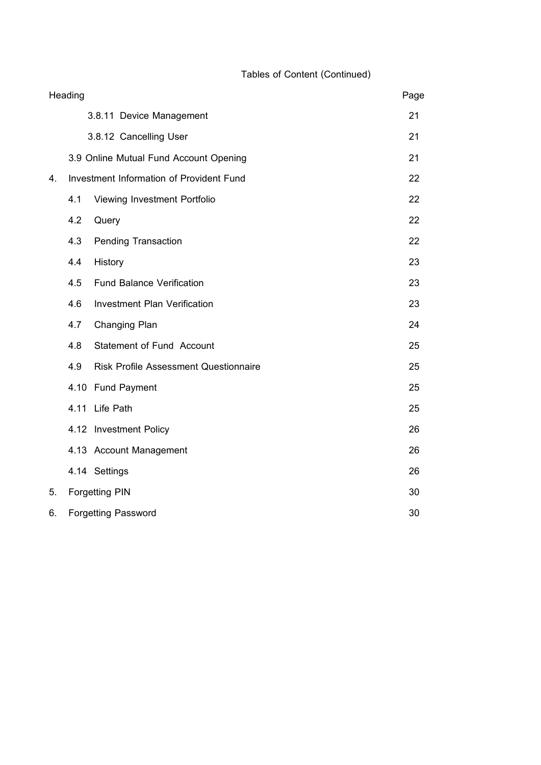Tables of Content (Continued)

| Heading | Page |
|---|---|
| 3.8.11 Device Management | 21 |
| 3.8.12 Cancelling User | 21 |
| 3.9 Online Mutual Fund Account Opening | 21 |
| 4. Investment Information of Provident Fund | 22 |
| 4.1 Viewing Investment Portfolio | 22 |
| 4.2 Query | 22 |
| 4.3 Pending Transaction | 22 |
| 4.4 History | 23 |
| 4.5 Fund Balance Verification | 23 |
| 4.6 Investment Plan Verification | 23 |
| 4.7 Changing Plan | 24 |
| 4.8 Statement of Fund Account | 25 |
| 4.9 Risk Profile Assessment Questionnaire | 25 |
| 4.10 Fund Payment | 25 |
| 4.11 Life Path | 25 |
| 4.12 Investment Policy | 26 |
| 4.13 Account Management | 26 |
| 4.14 Settings | 26 |
| 5. Forgetting PIN | 30 |
| 6. Forgetting Password | 30 |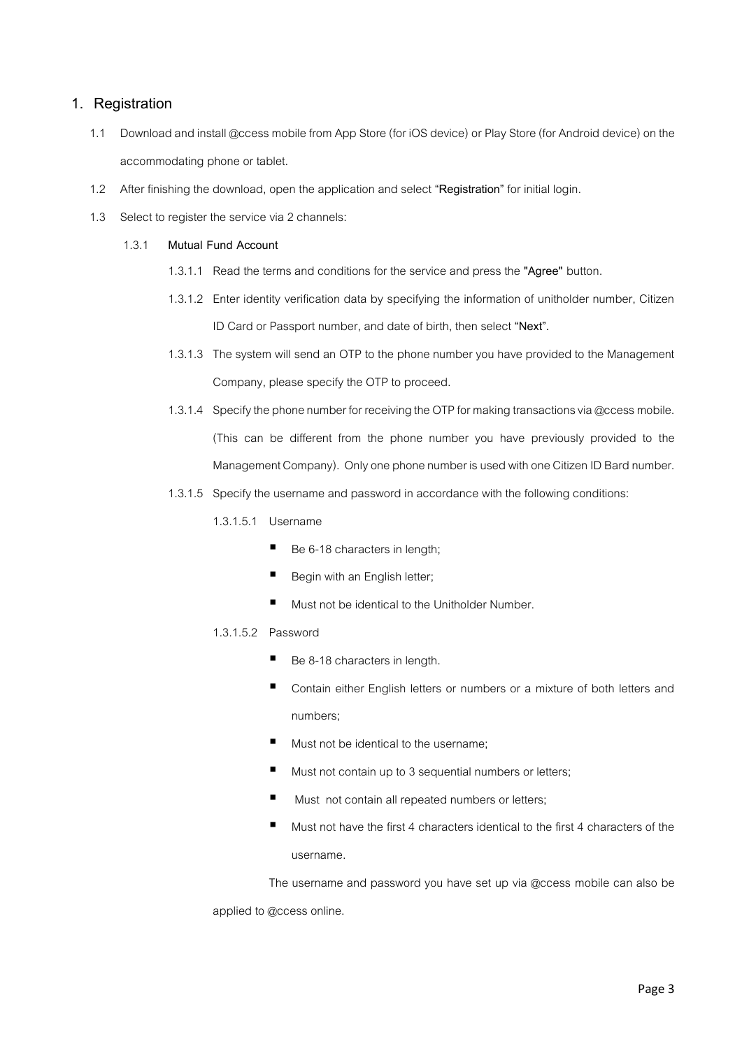## 1. Registration

1.1 Download and install @ccess mobile from App Store (for iOS device) or Play Store (for Android device) on the accommodating phone or tablet.

1.2 After finishing the download, open the application and select **"Registration"** for initial login.

1.3 Select to register the service via 2 channels:

1.3.1 **Mutual Fund Account**

1.3.1.1 Read the terms and conditions for the service and press the **"Agree"** button.

1.3.1.2 Enter identity verification data by specifying the information of unitholder number, Citizen ID Card or Passport number, and date of birth, then select **"Next"**.

1.3.1.3 The system will send an OTP to the phone number you have provided to the Management Company, please specify the OTP to proceed.

1.3.1.4 Specify the phone number for receiving the OTP for making transactions via @ccess mobile. (This can be different from the phone number you have previously provided to the Management Company). Only one phone number is used with one Citizen ID Bard number.

1.3.1.5 Specify the username and password in accordance with the following conditions:

1.3.1.5.1 Username

- Be 6-18 characters in length;
- Begin with an English letter;
- Must not be identical to the Unitholder Number.

1.3.1.5.2 Password

- Be 8-18 characters in length.
- Contain either English letters or numbers or a mixture of both letters and numbers;
- Must not be identical to the username;
- Must not contain up to 3 sequential numbers or letters;
- Must not contain all repeated numbers or letters;
- Must not have the first 4 characters identical to the first 4 characters of the username.

The username and password you have set up via @ccess mobile can also be applied to @ccess online.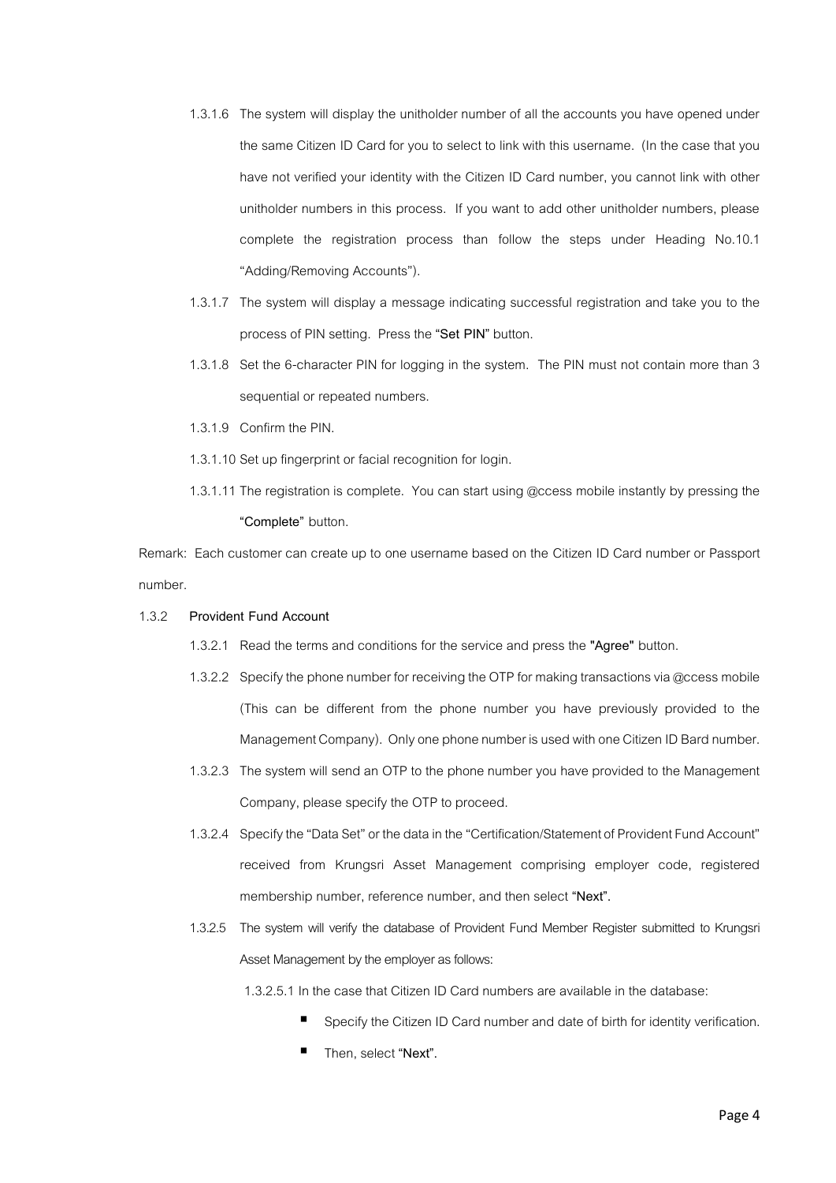1.3.1.6 The system will display the unitholder number of all the accounts you have opened under the same Citizen ID Card for you to select to link with this username. (In the case that you have not verified your identity with the Citizen ID Card number, you cannot link with other unitholder numbers in this process. If you want to add other unitholder numbers, please complete the registration process than follow the steps under Heading No.10.1 "Adding/Removing Accounts").

1.3.1.7 The system will display a message indicating successful registration and take you to the process of PIN setting. Press the "**Set PIN**" button.

1.3.1.8 Set the 6-character PIN for logging in the system. The PIN must not contain more than 3 sequential or repeated numbers.

1.3.1.9 Confirm the PIN.

1.3.1.10 Set up fingerprint or facial recognition for login.

1.3.1.11 The registration is complete. You can start using @ccess mobile instantly by pressing the "**Complete**" button.

Remark: Each customer can create up to one username based on the Citizen ID Card number or Passport number.

1.3.2 **Provident Fund Account**

1.3.2.1 Read the terms and conditions for the service and press the **"Agree"** button.

1.3.2.2 Specify the phone number for receiving the OTP for making transactions via @ccess mobile (This can be different from the phone number you have previously provided to the Management Company). Only one phone number is used with one Citizen ID Bard number.

1.3.2.3 The system will send an OTP to the phone number you have provided to the Management Company, please specify the OTP to proceed.

1.3.2.4 Specify the "Data Set" or the data in the "Certification/Statement of Provident Fund Account" received from Krungsri Asset Management comprising employer code, registered membership number, reference number, and then select "**Next**".

1.3.2.5 The system will verify the database of Provident Fund Member Register submitted to Krungsri Asset Management by the employer as follows:

1.3.2.5.1 In the case that Citizen ID Card numbers are available in the database:

- Specify the Citizen ID Card number and date of birth for identity verification.
- Then, select "**Next**".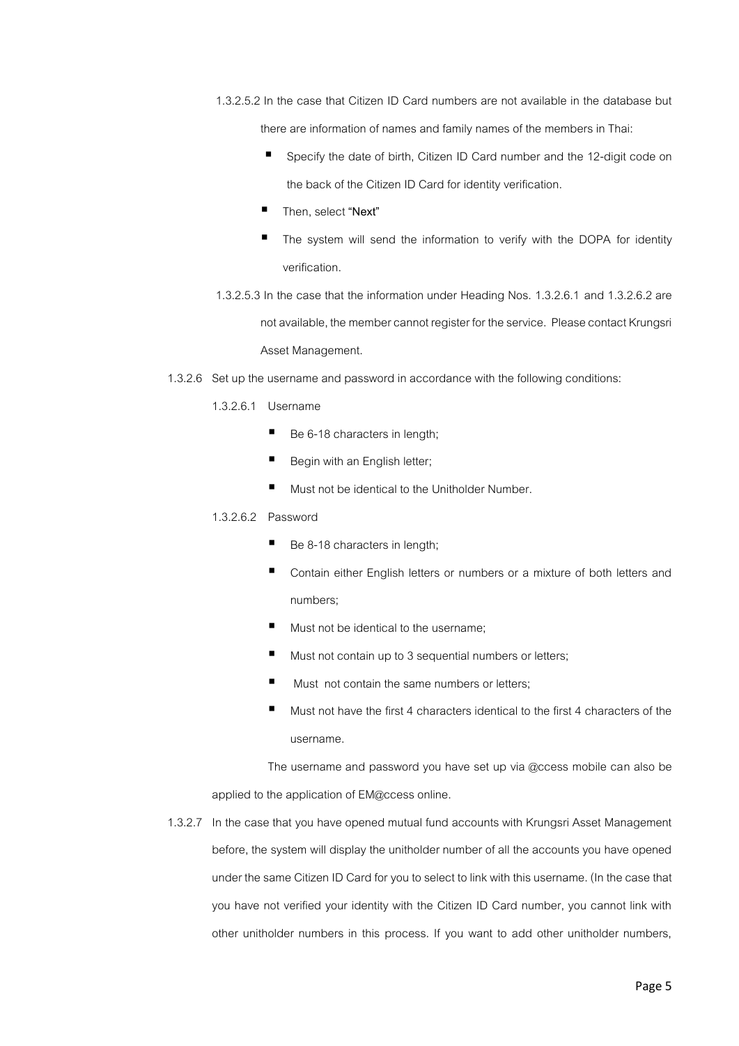1.3.2.5.2 In the case that Citizen ID Card numbers are not available in the database but there are information of names and family names of the members in Thai:

- Specify the date of birth, Citizen ID Card number and the 12-digit code on the back of the Citizen ID Card for identity verification.
- Then, select **"Next"**
- The system will send the information to verify with the DOPA for identity verification.

1.3.2.5.3 In the case that the information under Heading Nos. 1.3.2.6.1 and 1.3.2.6.2 are not available, the member cannot register for the service. Please contact Krungsri Asset Management.

1.3.2.6 Set up the username and password in accordance with the following conditions:

1.3.2.6.1 Username

- Be 6-18 characters in length;
- Begin with an English letter;
- Must not be identical to the Unitholder Number.

1.3.2.6.2 Password

- Be 8-18 characters in length;
- Contain either English letters or numbers or a mixture of both letters and numbers;
- Must not be identical to the username;
- Must not contain up to 3 sequential numbers or letters;
- Must not contain the same numbers or letters;
- Must not have the first 4 characters identical to the first 4 characters of the username.

The username and password you have set up via @ccess mobile can also be applied to the application of EM@ccess online.

1.3.2.7 In the case that you have opened mutual fund accounts with Krungsri Asset Management before, the system will display the unitholder number of all the accounts you have opened under the same Citizen ID Card for you to select to link with this username. (In the case that you have not verified your identity with the Citizen ID Card number, you cannot link with other unitholder numbers in this process. If you want to add other unitholder numbers,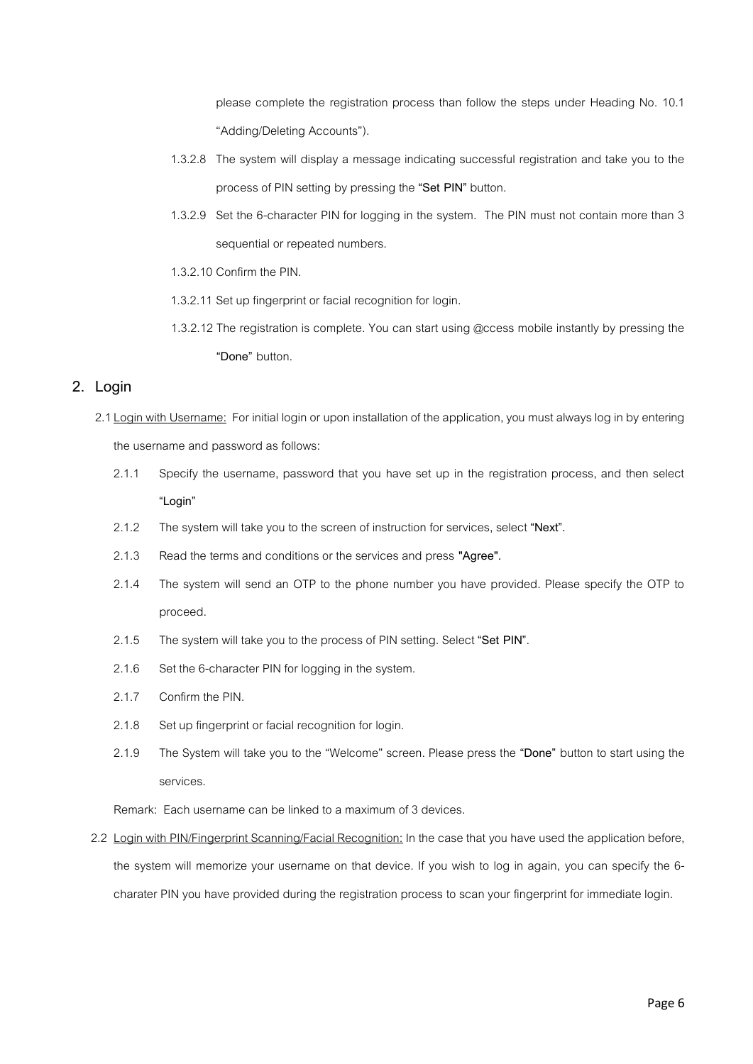please complete the registration process than follow the steps under Heading No. 10.1 "Adding/Deleting Accounts").

1.3.2.8 The system will display a message indicating successful registration and take you to the process of PIN setting by pressing the **"Set PIN"** button.

1.3.2.9 Set the 6-character PIN for logging in the system. The PIN must not contain more than 3 sequential or repeated numbers.

1.3.2.10 Confirm the PIN.

1.3.2.11 Set up fingerprint or facial recognition for login.

1.3.2.12 The registration is complete. You can start using @ccess mobile instantly by pressing the **"Done"** button.

## 2. Login

2.1 <u>Login with Username:</u> For initial login or upon installation of the application, you must always log in by entering the username and password as follows:

2.1.1 Specify the username, password that you have set up in the registration process, and then select **"Login"**

2.1.2 The system will take you to the screen of instruction for services, select **"Next"**.

2.1.3 Read the terms and conditions or the services and press **"Agree".**

2.1.4 The system will send an OTP to the phone number you have provided. Please specify the OTP to proceed.

2.1.5 The system will take you to the process of PIN setting. Select **"Set PIN"**.

2.1.6 Set the 6-character PIN for logging in the system.

2.1.7 Confirm the PIN.

2.1.8 Set up fingerprint or facial recognition for login.

2.1.9 The System will take you to the "Welcome" screen. Please press the **"Done"** button to start using the services.

Remark: Each username can be linked to a maximum of 3 devices.

2.2 <u>Login with PIN/Fingerprint Scanning/Facial Recognition:</u> In the case that you have used the application before, the system will memorize your username on that device. If you wish to log in again, you can specify the 6-charater PIN you have provided during the registration process to scan your fingerprint for immediate login.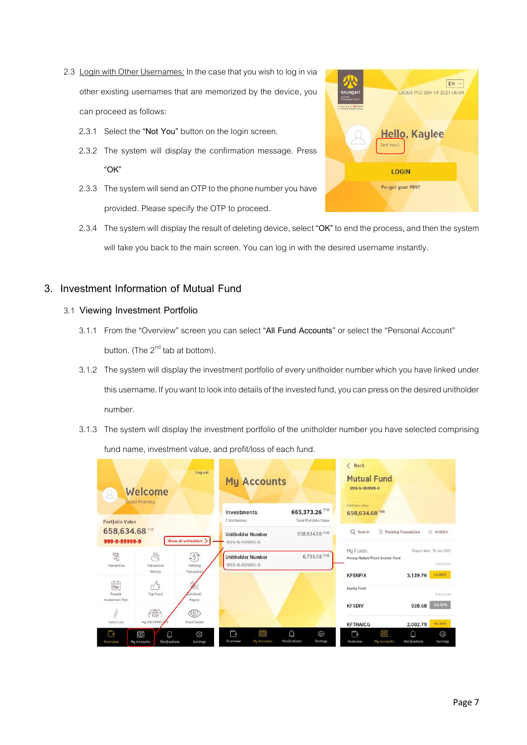2.3 Login with Other Usernames: In the case that you wish to log in via other existing usernames that are memorized by the device, you can proceed as follows:

2.3.1 Select the "**Not You**" button on the login screen.

2.3.2 The system will display the confirmation message. Press "OK"

2.3.3 The system will send an OTP to the phone number you have provided. Please specify the OTP to proceed.

2.3.4 The system will display the result of deleting device, select "**OK**" to end the process, and then the system will take you back to the main screen. You can log in with the desired username instantly.

## 3. Investment Information of Mutual Fund

### 3.1 Viewing Investment Portfolio

3.1.1 From the "Overview" screen you can select "**All Fund Accounts**" or select the "Personal Account" button. (The 2nd tab at bottom).

3.1.2 The system will display the investment portfolio of every unitholder number which you have linked under this username. If you want to look into details of the invested fund, you can press on the desired unitholder number.

3.1.3 The system will display the investment portfolio of the unitholder number you have selected comprising fund name, investment value, and profit/loss of each fund.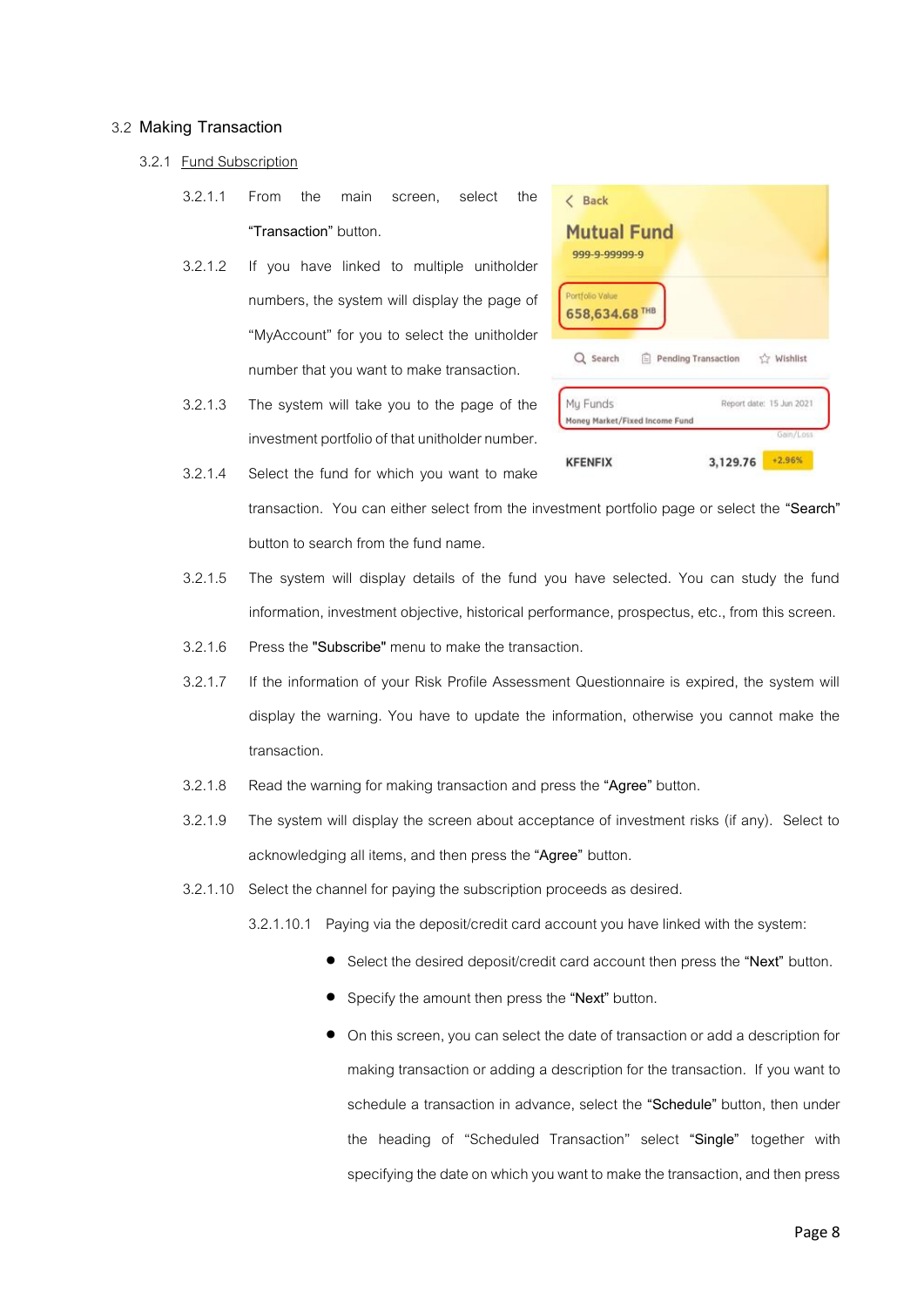## 3.2 Making Transaction

### 3.2.1 Fund Subscription

3.2.1.1 From the main screen, select the **"Transaction"** button.

3.2.1.2 If you have linked to multiple unitholder numbers, the system will display the page of "MyAccount" for you to select the unitholder number that you want to make transaction.

3.2.1.3 The system will take you to the page of the investment portfolio of that unitholder number.

3.2.1.4 Select the fund for which you want to make transaction. You can either select from the investment portfolio page or select the **"Search"** button to search from the fund name.

3.2.1.5 The system will display details of the fund you have selected. You can study the fund information, investment objective, historical performance, prospectus, etc., from this screen.

3.2.1.6 Press the **"Subscribe"** menu to make the transaction.

3.2.1.7 If the information of your Risk Profile Assessment Questionnaire is expired, the system will display the warning. You have to update the information, otherwise you cannot make the transaction.

3.2.1.8 Read the warning for making transaction and press the **"Agree"** button.

3.2.1.9 The system will display the screen about acceptance of investment risks (if any). Select to acknowledging all items, and then press the **"Agree"** button.

3.2.1.10 Select the channel for paying the subscription proceeds as desired.

3.2.1.10.1 Paying via the deposit/credit card account you have linked with the system:

- Select the desired deposit/credit card account then press the **"Next"** button.
- Specify the amount then press the **"Next"** button.
- On this screen, you can select the date of transaction or add a description for making transaction or adding a description for the transaction. If you want to schedule a transaction in advance, select the **"Schedule"** button, then under the heading of "Scheduled Transaction" select **"Single"** together with specifying the date on which you want to make the transaction, and then press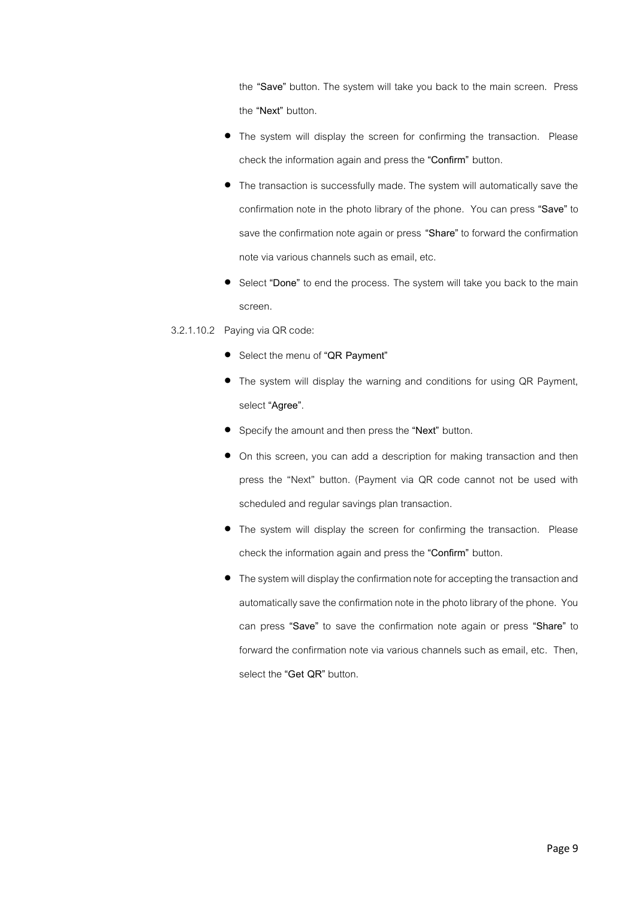the **"Save"** button. The system will take you back to the main screen. Press the **"Next"** button.

- The system will display the screen for confirming the transaction. Please check the information again and press the **"Confirm"** button.
- The transaction is successfully made. The system will automatically save the confirmation note in the photo library of the phone. You can press **"Save"** to save the confirmation note again or press **"Share"** to forward the confirmation note via various channels such as email, etc.
- Select **"Done"** to end the process. The system will take you back to the main screen.

3.2.1.10.2 Paying via QR code:

- Select the menu of **"QR Payment"**
- The system will display the warning and conditions for using QR Payment, select **"Agree"**.
- Specify the amount and then press the **"Next"** button.
- On this screen, you can add a description for making transaction and then press the "Next" button. (Payment via QR code cannot not be used with scheduled and regular savings plan transaction.
- The system will display the screen for confirming the transaction. Please check the information again and press the **"Confirm"** button.
- The system will display the confirmation note for accepting the transaction and automatically save the confirmation note in the photo library of the phone. You can press **"Save"** to save the confirmation note again or press **"Share"** to forward the confirmation note via various channels such as email, etc. Then, select the **"Get QR"** button.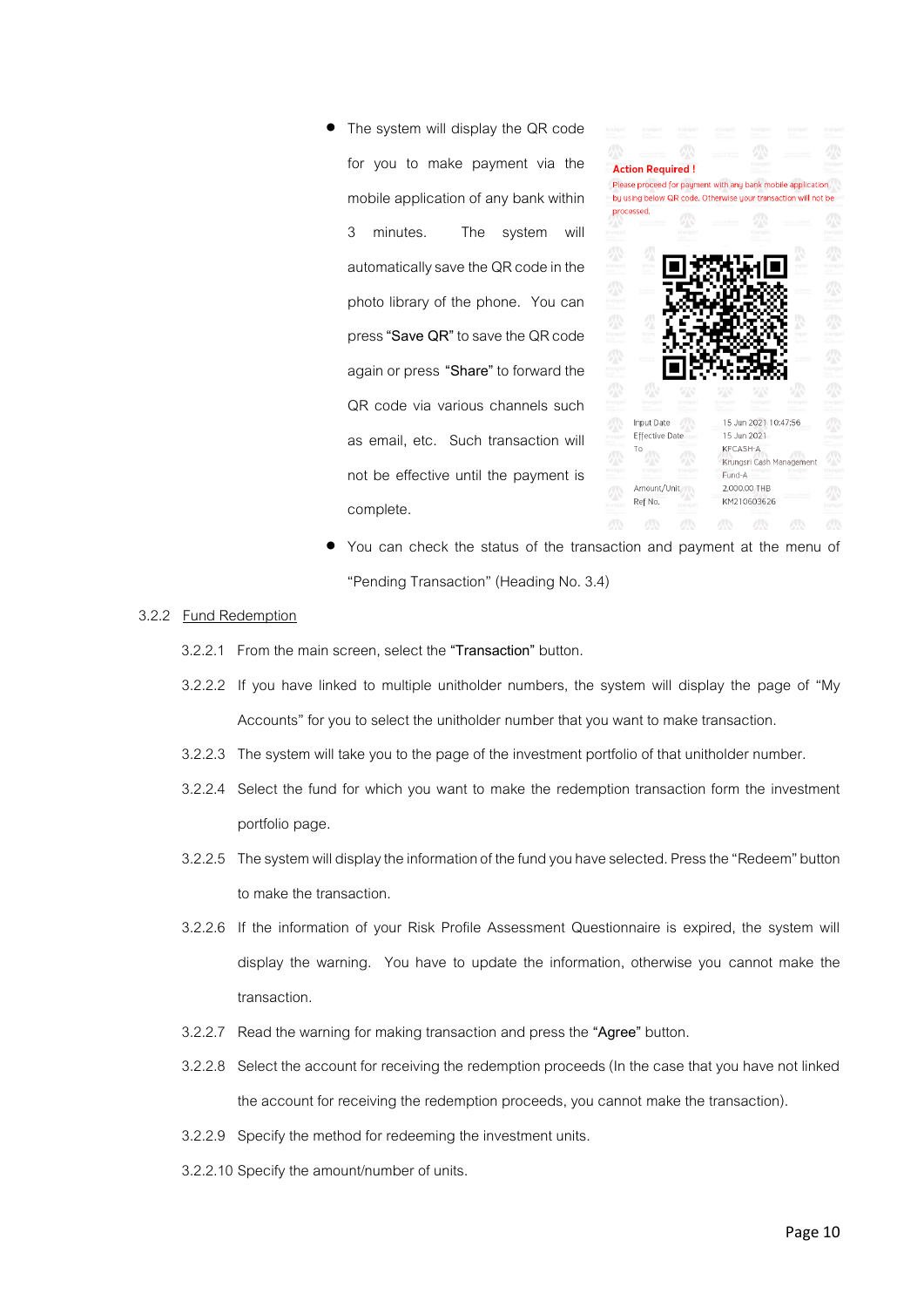- The system will display the QR code for you to make payment via the mobile application of any bank within 3 minutes. The system will automatically save the QR code in the photo library of the phone. You can press "**Save QR**" to save the QR code again or press "**Share**" to forward the QR code via various channels such as email, etc. Such transaction will not be effective until the payment is complete.

**Action Required !**

Please proceed for payment with any bank mobile application by using below QR code. Otherwise your transaction will not be processed.

| | |
|---|---|
| Input Date | 15 Jun 2021 10:47:56 |
| Effective Date | 15 Jun 2021 |
| To | KFCASH-A Krungsri Cash Management Fund-A |
| Amount/Unit | 2,000.00 THB |
| Ref No. | KM210603626 |

- You can check the status of the transaction and payment at the menu of "Pending Transaction" (Heading No. 3.4)

3.2.2 Fund Redemption

3.2.2.1 From the main screen, select the "**Transaction**" button.

3.2.2.2 If you have linked to multiple unitholder numbers, the system will display the page of "My Accounts" for you to select the unitholder number that you want to make transaction.

3.2.2.3 The system will take you to the page of the investment portfolio of that unitholder number.

3.2.2.4 Select the fund for which you want to make the redemption transaction form the investment portfolio page.

3.2.2.5 The system will display the information of the fund you have selected. Press the "Redeem" button to make the transaction.

3.2.2.6 If the information of your Risk Profile Assessment Questionnaire is expired, the system will display the warning. You have to update the information, otherwise you cannot make the transaction.

3.2.2.7 Read the warning for making transaction and press the "**Agree**" button.

3.2.2.8 Select the account for receiving the redemption proceeds (In the case that you have not linked the account for receiving the redemption proceeds, you cannot make the transaction).

3.2.2.9 Specify the method for redeeming the investment units.

3.2.2.10 Specify the amount/number of units.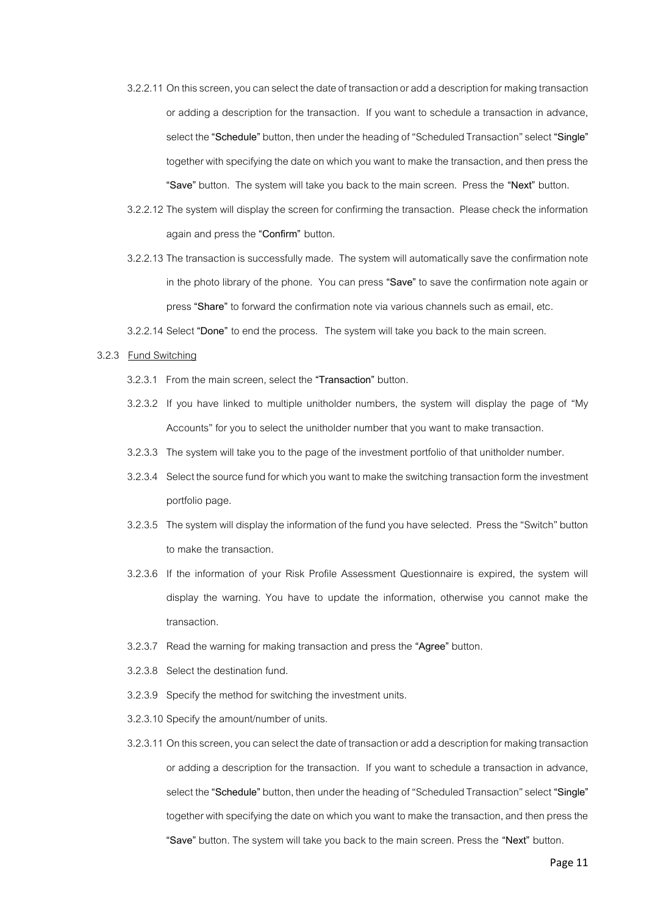3.2.2.11 On this screen, you can select the date of transaction or add a description for making transaction or adding a description for the transaction. If you want to schedule a transaction in advance, select the "**Schedule**" button, then under the heading of "Scheduled Transaction" select "**Single**" together with specifying the date on which you want to make the transaction, and then press the "**Save**" button. The system will take you back to the main screen. Press the "**Next**" button.

3.2.2.12 The system will display the screen for confirming the transaction. Please check the information again and press the "**Confirm**" button.

3.2.2.13 The transaction is successfully made. The system will automatically save the confirmation note in the photo library of the phone. You can press "**Save**" to save the confirmation note again or press "**Share**" to forward the confirmation note via various channels such as email, etc.

3.2.2.14 Select "**Done**" to end the process. The system will take you back to the main screen.

3.2.3 <u>Fund Switching</u>

3.2.3.1 From the main screen, select the "**Transaction**" button.

3.2.3.2 If you have linked to multiple unitholder numbers, the system will display the page of "My Accounts" for you to select the unitholder number that you want to make transaction.

3.2.3.3 The system will take you to the page of the investment portfolio of that unitholder number.

3.2.3.4 Select the source fund for which you want to make the switching transaction form the investment portfolio page.

3.2.3.5 The system will display the information of the fund you have selected. Press the "Switch" button to make the transaction.

3.2.3.6 If the information of your Risk Profile Assessment Questionnaire is expired, the system will display the warning. You have to update the information, otherwise you cannot make the transaction.

3.2.3.7 Read the warning for making transaction and press the "**Agree**" button.

3.2.3.8 Select the destination fund.

3.2.3.9 Specify the method for switching the investment units.

3.2.3.10 Specify the amount/number of units.

3.2.3.11 On this screen, you can select the date of transaction or add a description for making transaction or adding a description for the transaction. If you want to schedule a transaction in advance, select the "**Schedule**" button, then under the heading of "Scheduled Transaction" select "**Single**" together with specifying the date on which you want to make the transaction, and then press the "**Save**" button. The system will take you back to the main screen. Press the "**Next**" button.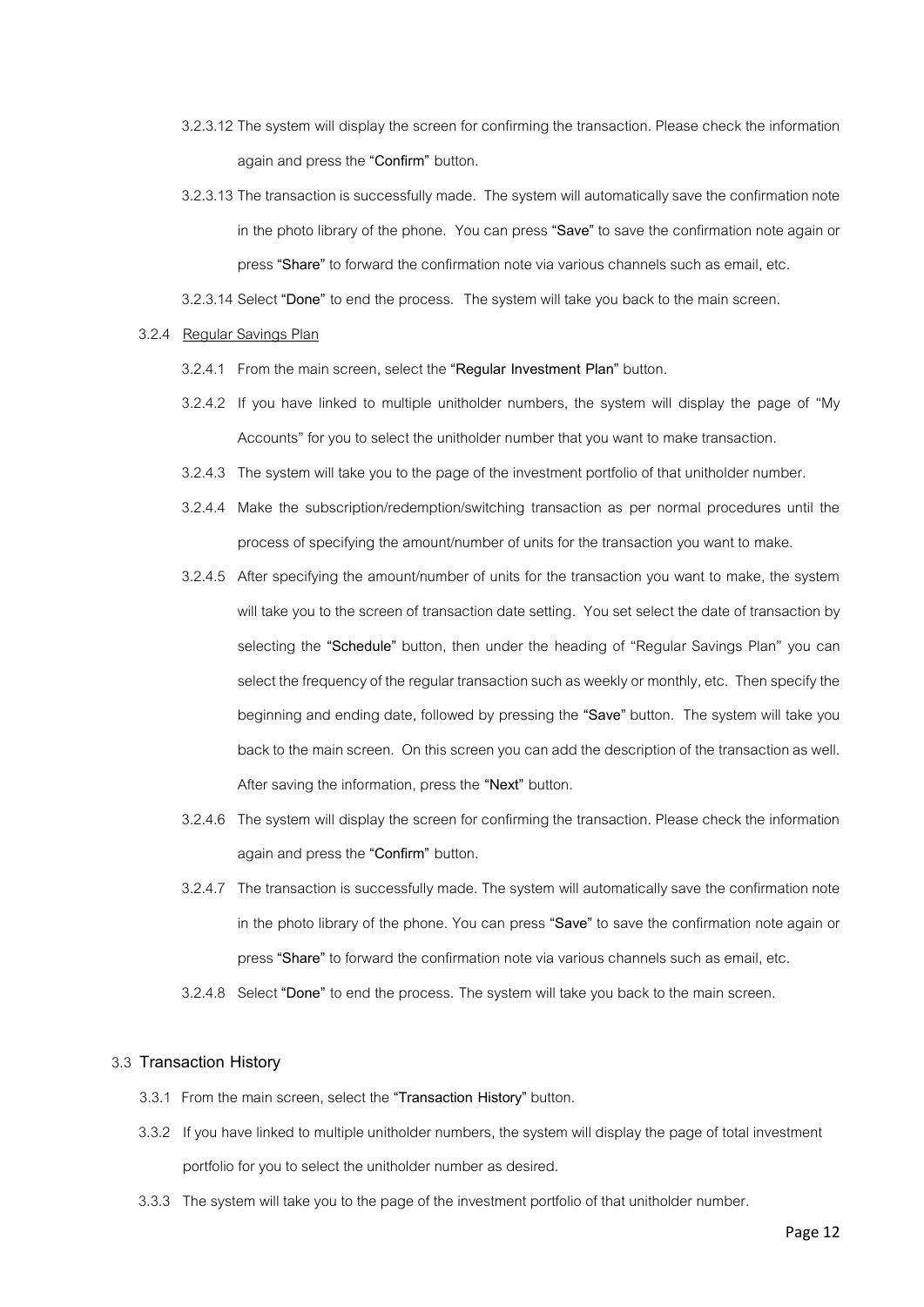3.2.3.12 The system will display the screen for confirming the transaction. Please check the information again and press the **"Confirm"** button.

3.2.3.13 The transaction is successfully made. The system will automatically save the confirmation note in the photo library of the phone. You can press **"Save"** to save the confirmation note again or press **"Share"** to forward the confirmation note via various channels such as email, etc.

3.2.3.14 Select **"Done"** to end the process. The system will take you back to the main screen.

3.2.4 Regular Savings Plan

3.2.4.1 From the main screen, select the **"Regular Investment Plan"** button.

3.2.4.2 If you have linked to multiple unitholder numbers, the system will display the page of "My Accounts" for you to select the unitholder number that you want to make transaction.

3.2.4.3 The system will take you to the page of the investment portfolio of that unitholder number.

3.2.4.4 Make the subscription/redemption/switching transaction as per normal procedures until the process of specifying the amount/number of units for the transaction you want to make.

3.2.4.5 After specifying the amount/number of units for the transaction you want to make, the system will take you to the screen of transaction date setting. You set select the date of transaction by selecting the **"Schedule"** button, then under the heading of "Regular Savings Plan" you can select the frequency of the regular transaction such as weekly or monthly, etc. Then specify the beginning and ending date, followed by pressing the **"Save"** button. The system will take you back to the main screen. On this screen you can add the description of the transaction as well. After saving the information, press the **"Next"** button.

3.2.4.6 The system will display the screen for confirming the transaction. Please check the information again and press the **"Confirm"** button.

3.2.4.7 The transaction is successfully made. The system will automatically save the confirmation note in the photo library of the phone. You can press **"Save"** to save the confirmation note again or press **"Share"** to forward the confirmation note via various channels such as email, etc.

3.2.4.8 Select **"Done"** to end the process. The system will take you back to the main screen.

### 3.3 Transaction History

3.3.1 From the main screen, select the **"Transaction History"** button.

3.3.2 If you have linked to multiple unitholder numbers, the system will display the page of total investment portfolio for you to select the unitholder number as desired.

3.3.3 The system will take you to the page of the investment portfolio of that unitholder number.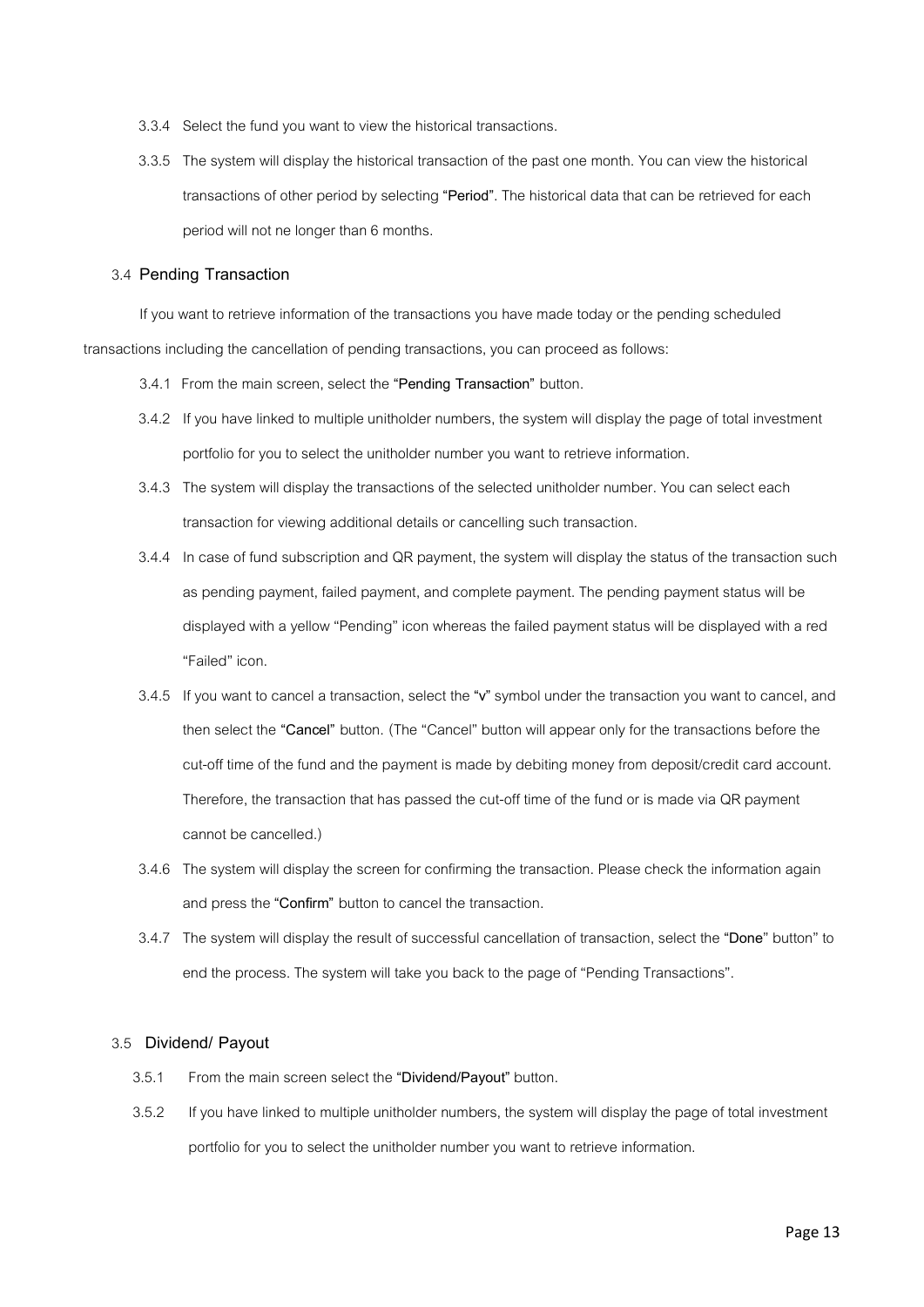3.3.4 Select the fund you want to view the historical transactions.

3.3.5 The system will display the historical transaction of the past one month. You can view the historical transactions of other period by selecting **"Period"**. The historical data that can be retrieved for each period will not ne longer than 6 months.

### 3.4 Pending Transaction

If you want to retrieve information of the transactions you have made today or the pending scheduled transactions including the cancellation of pending transactions, you can proceed as follows:

3.4.1 From the main screen, select the **"Pending Transaction"** button.

3.4.2 If you have linked to multiple unitholder numbers, the system will display the page of total investment portfolio for you to select the unitholder number you want to retrieve information.

3.4.3 The system will display the transactions of the selected unitholder number. You can select each transaction for viewing additional details or cancelling such transaction.

3.4.4 In case of fund subscription and QR payment, the system will display the status of the transaction such as pending payment, failed payment, and complete payment. The pending payment status will be displayed with a yellow "Pending" icon whereas the failed payment status will be displayed with a red "Failed" icon.

3.4.5 If you want to cancel a transaction, select the **"v"** symbol under the transaction you want to cancel, and then select the **"Cancel"** button. (The "Cancel" button will appear only for the transactions before the cut-off time of the fund and the payment is made by debiting money from deposit/credit card account. Therefore, the transaction that has passed the cut-off time of the fund or is made via QR payment cannot be cancelled.)

3.4.6 The system will display the screen for confirming the transaction. Please check the information again and press the **"Confirm"** button to cancel the transaction.

3.4.7 The system will display the result of successful cancellation of transaction, select the **"Done"** button" to end the process. The system will take you back to the page of "Pending Transactions".

### 3.5 Dividend/ Payout

3.5.1 From the main screen select the **"Dividend/Payout"** button.

3.5.2 If you have linked to multiple unitholder numbers, the system will display the page of total investment portfolio for you to select the unitholder number you want to retrieve information.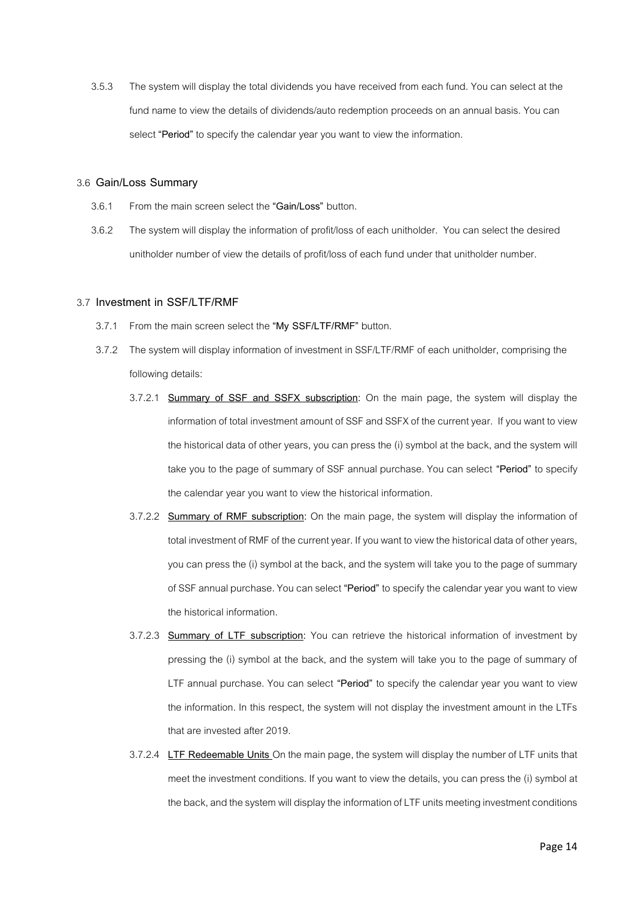3.5.3 The system will display the total dividends you have received from each fund. You can select at the fund name to view the details of dividends/auto redemption proceeds on an annual basis. You can select **"Period"** to specify the calendar year you want to view the information.

### 3.6 Gain/Loss Summary

3.6.1 From the main screen select the **"Gain/Loss"** button.

3.6.2 The system will display the information of profit/loss of each unitholder. You can select the desired unitholder number of view the details of profit/loss of each fund under that unitholder number.

### 3.7 Investment in SSF/LTF/RMF

3.7.1 From the main screen select the **"My SSF/LTF/RMF"** button.

3.7.2 The system will display information of investment in SSF/LTF/RMF of each unitholder, comprising the following details:

3.7.2.1 **Summary of SSF and SSFX subscription**: On the main page, the system will display the information of total investment amount of SSF and SSFX of the current year. If you want to view the historical data of other years, you can press the (i) symbol at the back, and the system will take you to the page of summary of SSF annual purchase. You can select **"Period"** to specify the calendar year you want to view the historical information.

3.7.2.2 **Summary of RMF subscription**: On the main page, the system will display the information of total investment of RMF of the current year. If you want to view the historical data of other years, you can press the (i) symbol at the back, and the system will take you to the page of summary of SSF annual purchase. You can select **"Period"** to specify the calendar year you want to view the historical information.

3.7.2.3 **Summary of LTF subscription**: You can retrieve the historical information of investment by pressing the (i) symbol at the back, and the system will take you to the page of summary of LTF annual purchase. You can select **"Period"** to specify the calendar year you want to view the information. In this respect, the system will not display the investment amount in the LTFs that are invested after 2019.

3.7.2.4 **LTF Redeemable Units** On the main page, the system will display the number of LTF units that meet the investment conditions. If you want to view the details, you can press the (i) symbol at the back, and the system will display the information of LTF units meeting investment conditions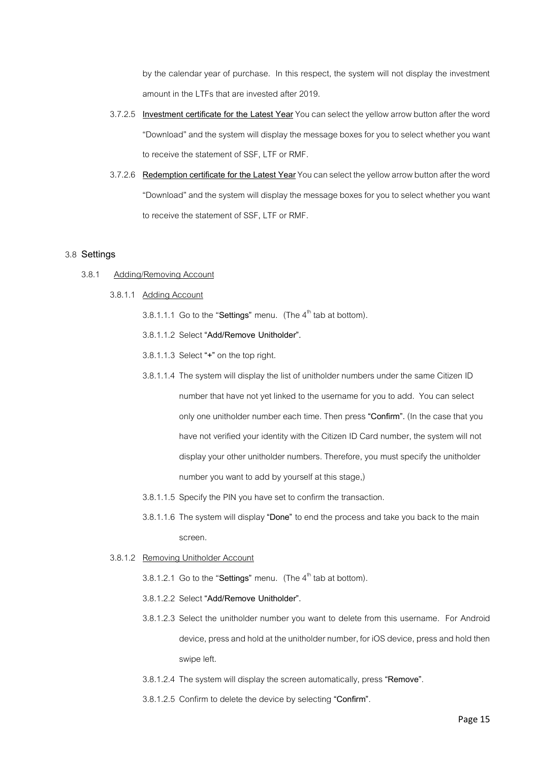by the calendar year of purchase. In this respect, the system will not display the investment amount in the LTFs that are invested after 2019.

3.7.2.5 **Investment certificate for the Latest Year** You can select the yellow arrow button after the word "Download" and the system will display the message boxes for you to select whether you want to receive the statement of SSF, LTF or RMF.

3.7.2.6 **Redemption certificate for the Latest Year** You can select the yellow arrow button after the word "Download" and the system will display the message boxes for you to select whether you want to receive the statement of SSF, LTF or RMF.

## 3.8 Settings

### 3.8.1 Adding/Removing Account

#### 3.8.1.1 Adding Account

3.8.1.1.1 Go to the "**Settings**" menu. (The 4th tab at bottom).

3.8.1.1.2 Select "**Add/Remove Unitholder**".

3.8.1.1.3 Select "**+**" on the top right.

3.8.1.1.4 The system will display the list of unitholder numbers under the same Citizen ID number that have not yet linked to the username for you to add. You can select only one unitholder number each time. Then press "**Confirm**". (In the case that you have not verified your identity with the Citizen ID Card number, the system will not display your other unitholder numbers. Therefore, you must specify the unitholder number you want to add by yourself at this stage,)

3.8.1.1.5 Specify the PIN you have set to confirm the transaction.

3.8.1.1.6 The system will display "**Done**" to end the process and take you back to the main screen.

#### 3.8.1.2 Removing Unitholder Account

3.8.1.2.1 Go to the "**Settings**" menu. (The 4th tab at bottom).

3.8.1.2.2 Select "**Add/Remove Unitholder**".

3.8.1.2.3 Select the unitholder number you want to delete from this username. For Android device, press and hold at the unitholder number, for iOS device, press and hold then swipe left.

3.8.1.2.4 The system will display the screen automatically, press "**Remove**".

3.8.1.2.5 Confirm to delete the device by selecting "**Confirm**".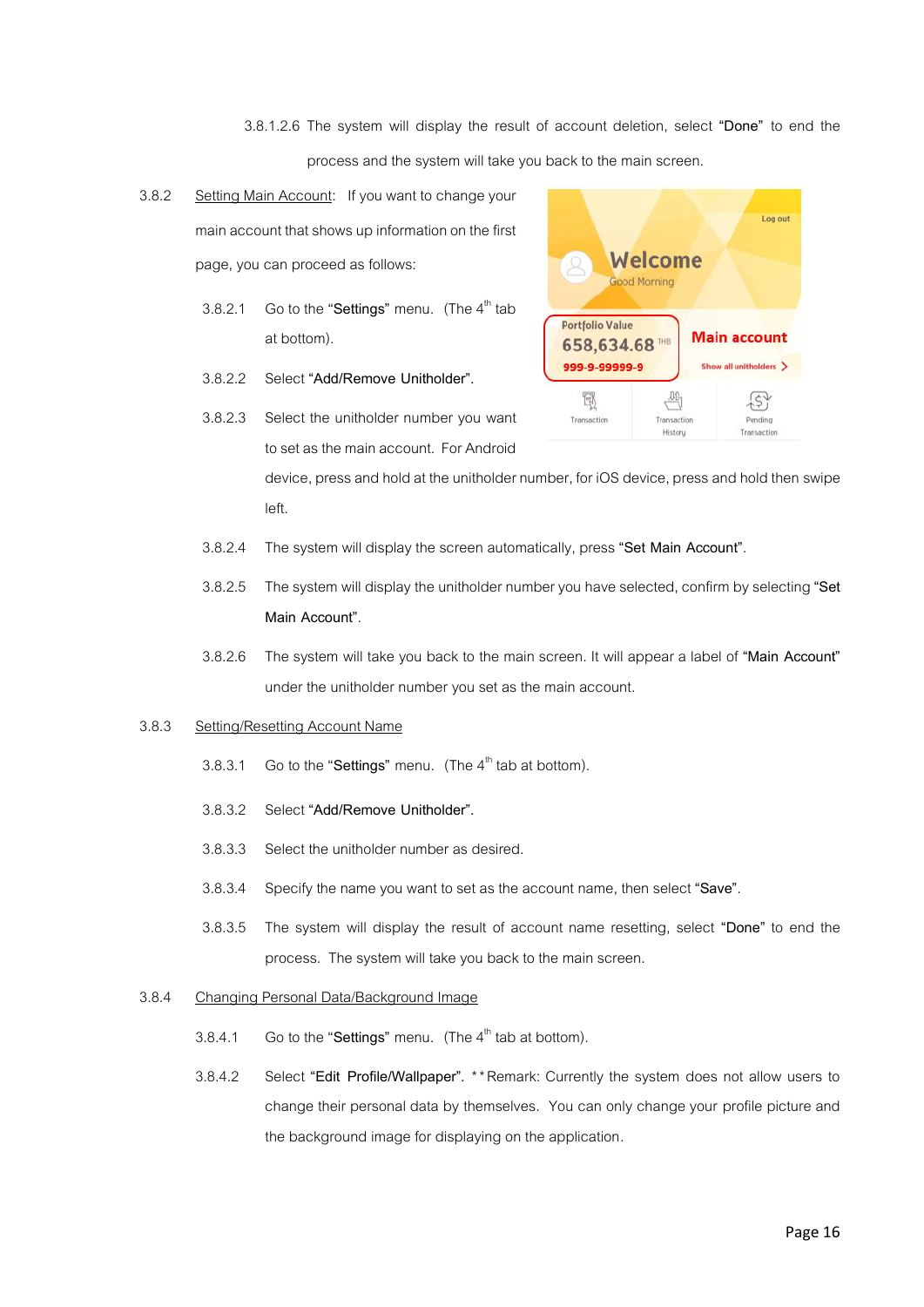3.8.1.2.6 The system will display the result of account deletion, select "**Done**" to end the process and the system will take you back to the main screen.

3.8.2 <u>Setting Main Account</u>: If you want to change your main account that shows up information on the first page, you can proceed as follows:

3.8.2.1 Go to the "**Settings**" menu. (The 4th tab at bottom).

3.8.2.2 Select "**Add/Remove Unitholder**".

3.8.2.3 Select the unitholder number you want to set as the main account. For Android device, press and hold at the unitholder number, for iOS device, press and hold then swipe left.

3.8.2.4 The system will display the screen automatically, press "**Set Main Account**".

3.8.2.5 The system will display the unitholder number you have selected, confirm by selecting "**Set Main Account**".

3.8.2.6 The system will take you back to the main screen. It will appear a label of "**Main Account**" under the unitholder number you set as the main account.

3.8.3 <u>Setting/Resetting Account Name</u>

3.8.3.1 Go to the "**Settings**" menu. (The 4th tab at bottom).

3.8.3.2 Select "**Add/Remove Unitholder**".

3.8.3.3 Select the unitholder number as desired.

3.8.3.4 Specify the name you want to set as the account name, then select "**Save**".

3.8.3.5 The system will display the result of account name resetting, select "**Done**" to end the process. The system will take you back to the main screen.

3.8.4 <u>Changing Personal Data/Background Image</u>

3.8.4.1 Go to the "**Settings**" menu. (The 4th tab at bottom).

3.8.4.2 Select "**Edit Profile/Wallpaper**". **Remark: Currently the system does not allow users to change their personal data by themselves. You can only change your profile picture and the background image for displaying on the application.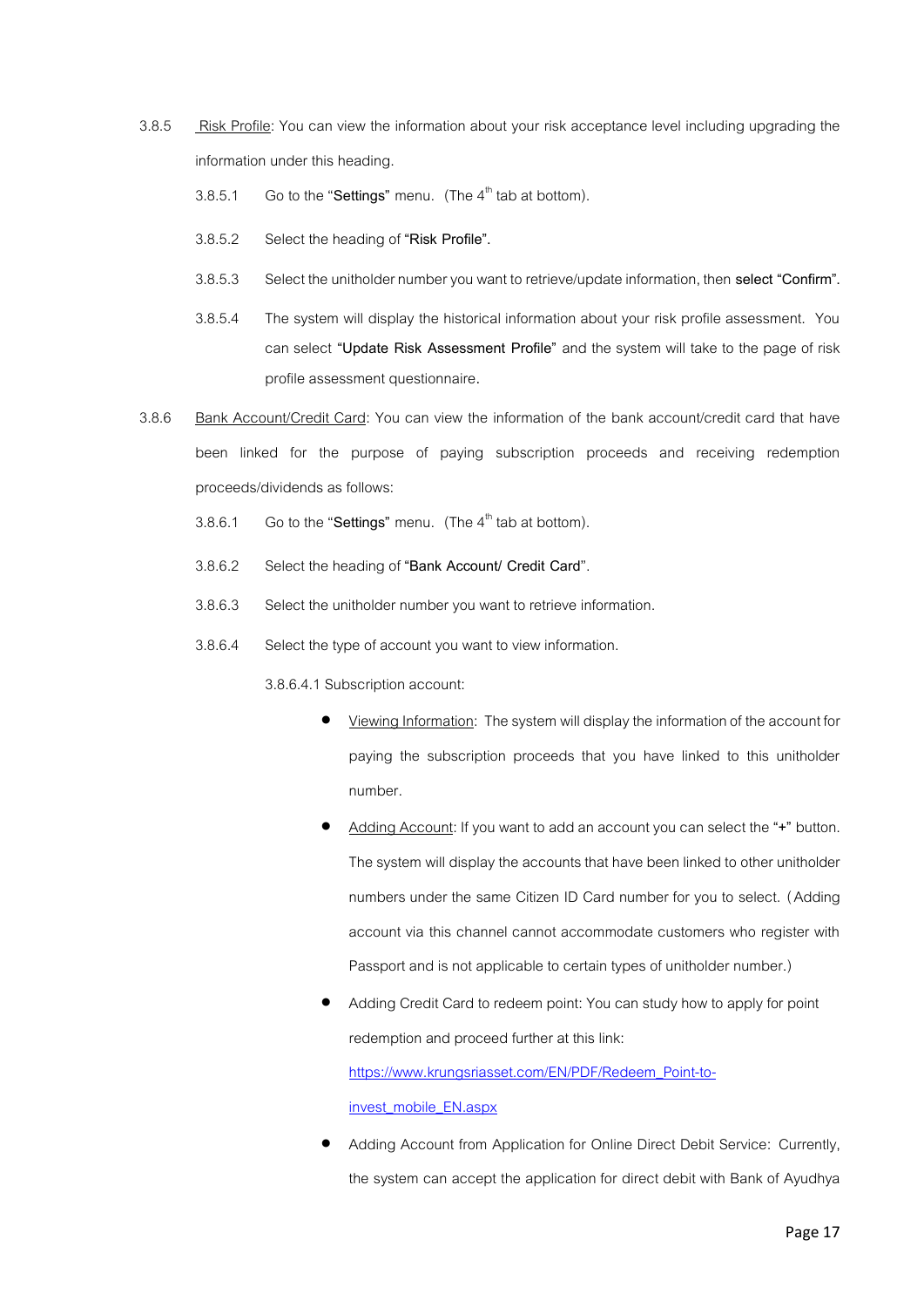3.8.5 Risk Profile: You can view the information about your risk acceptance level including upgrading the information under this heading.

3.8.5.1 Go to the "**Settings**" menu. (The 4th tab at bottom).

3.8.5.2 Select the heading of **"Risk Profile"**.

3.8.5.3 Select the unitholder number you want to retrieve/update information, then **select "Confirm"**.

3.8.5.4 The system will display the historical information about your risk profile assessment. You can select **"Update Risk Assessment Profile"** and the system will take to the page of risk profile assessment questionnaire.

3.8.6 Bank Account/Credit Card: You can view the information of the bank account/credit card that have been linked for the purpose of paying subscription proceeds and receiving redemption proceeds/dividends as follows:

3.8.6.1 Go to the "**Settings**" menu. (The 4th tab at bottom).

3.8.6.2 Select the heading of **"Bank Account/ Credit Card**".

3.8.6.3 Select the unitholder number you want to retrieve information.

3.8.6.4 Select the type of account you want to view information.

3.8.6.4.1 Subscription account:

- Viewing Information: The system will display the information of the account for paying the subscription proceeds that you have linked to this unitholder number.
- Adding Account: If you want to add an account you can select the "**+**" button. The system will display the accounts that have been linked to other unitholder numbers under the same Citizen ID Card number for you to select. (Adding account via this channel cannot accommodate customers who register with Passport and is not applicable to certain types of unitholder number.)
- Adding Credit Card to redeem point: You can study how to apply for point redemption and proceed further at this link: https://www.krungsriasset.com/EN/PDF/Redeem_Point-to-invest_mobile_EN.aspx
- Adding Account from Application for Online Direct Debit Service: Currently, the system can accept the application for direct debit with Bank of Ayudhya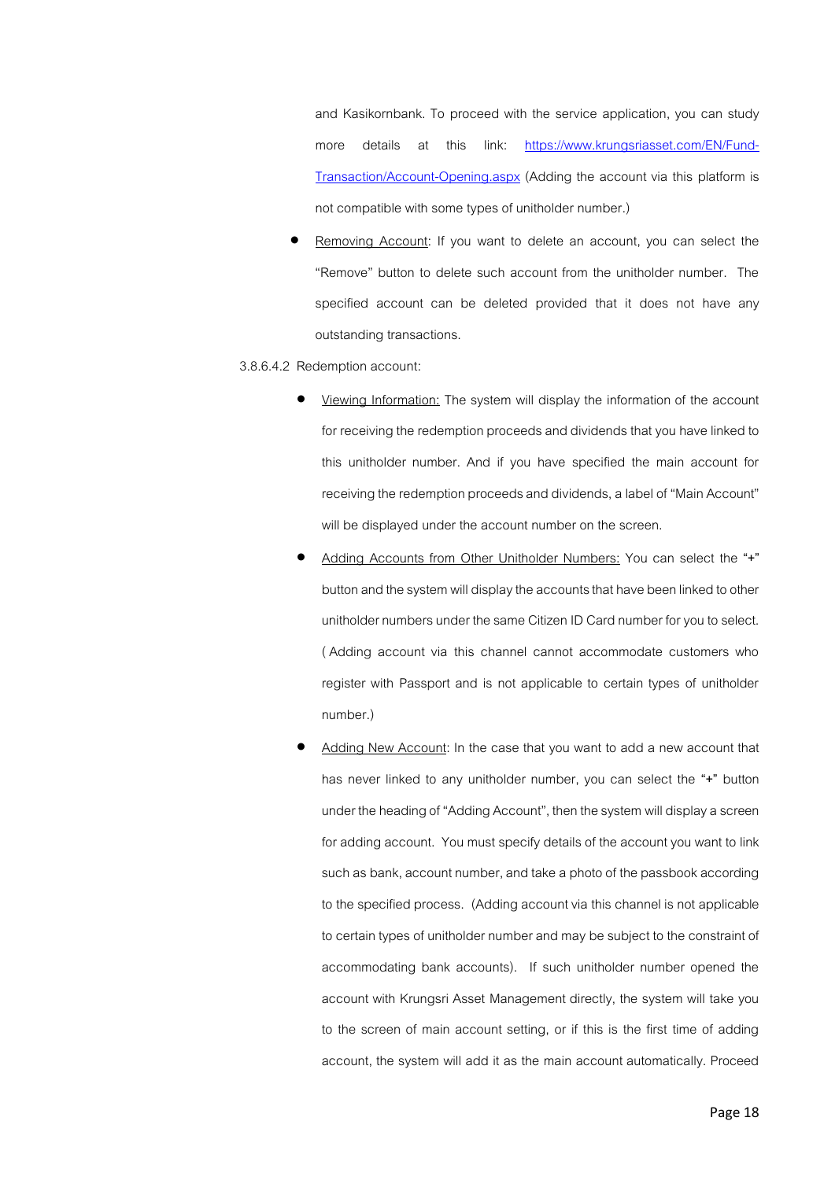and Kasikornbank. To proceed with the service application, you can study more details at this link: [https://www.krungsriasset.com/EN/Fund-Transaction/Account-Opening.aspx](https://www.krungsriasset.com/EN/Fund-Transaction/Account-Opening.aspx) (Adding the account via this platform is not compatible with some types of unitholder number.)

- <u>Removing Account</u>: If you want to delete an account, you can select the "Remove" button to delete such account from the unitholder number. The specified account can be deleted provided that it does not have any outstanding transactions.

3.8.6.4.2 Redemption account:

- <u>Viewing Information:</u> The system will display the information of the account for receiving the redemption proceeds and dividends that you have linked to this unitholder number. And if you have specified the main account for receiving the redemption proceeds and dividends, a label of "Main Account" will be displayed under the account number on the screen.
- <u>Adding Accounts from Other Unitholder Numbers:</u> You can select the "+" button and the system will display the accounts that have been linked to other unitholder numbers under the same Citizen ID Card number for you to select. (Adding account via this channel cannot accommodate customers who register with Passport and is not applicable to certain types of unitholder number.)
- <u>Adding New Account</u>: In the case that you want to add a new account that has never linked to any unitholder number, you can select the "+" button under the heading of "Adding Account", then the system will display a screen for adding account. You must specify details of the account you want to link such as bank, account number, and take a photo of the passbook according to the specified process. (Adding account via this channel is not applicable to certain types of unitholder number and may be subject to the constraint of accommodating bank accounts). If such unitholder number opened the account with Krungsri Asset Management directly, the system will take you to the screen of main account setting, or if this is the first time of adding account, the system will add it as the main account automatically. Proceed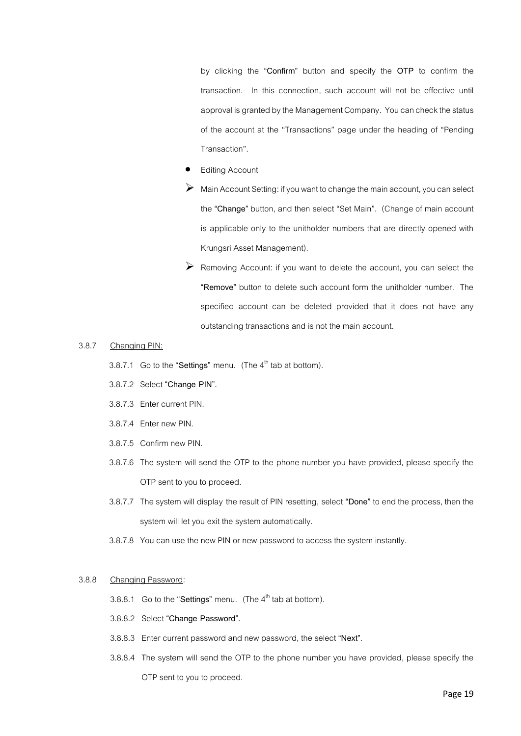by clicking the **"Confirm"** button and specify the **OTP** to confirm the transaction. In this connection, such account will not be effective until approval is granted by the Management Company. You can check the status of the account at the "Transactions" page under the heading of "Pending Transaction".

- Editing Account
  - Main Account Setting: if you want to change the main account, you can select the **"Change"** button, and then select "Set Main". (Change of main account is applicable only to the unitholder numbers that are directly opened with Krungsri Asset Management).
  - Removing Account: if you want to delete the account, you can select the **"Remove"** button to delete such account form the unitholder number. The specified account can be deleted provided that it does not have any outstanding transactions and is not the main account.

3.8.7 Changing PIN:

3.8.7.1 Go to the "**Settings**" menu. (The 4th tab at bottom).

3.8.7.2 Select **"Change PIN"**.

3.8.7.3 Enter current PIN.

3.8.7.4 Enter new PIN.

3.8.7.5 Confirm new PIN.

3.8.7.6 The system will send the OTP to the phone number you have provided, please specify the OTP sent to you to proceed.

3.8.7.7 The system will display the result of PIN resetting, select **"Done"** to end the process, then the system will let you exit the system automatically.

3.8.7.8 You can use the new PIN or new password to access the system instantly.

3.8.8 Changing Password:

3.8.8.1 Go to the "**Settings**" menu. (The 4th tab at bottom).

3.8.8.2 Select **"Change Password"**.

3.8.8.3 Enter current password and new password, the select **"Next"**.

3.8.8.4 The system will send the OTP to the phone number you have provided, please specify the OTP sent to you to proceed.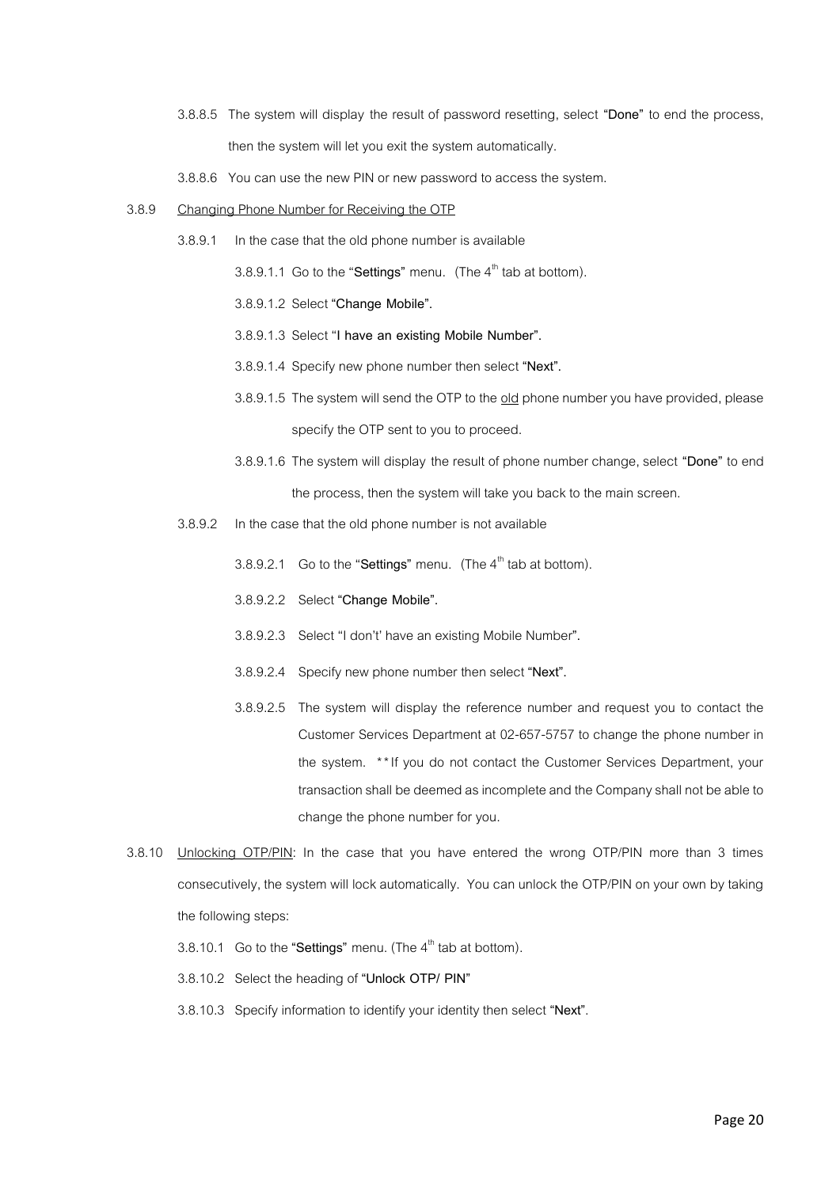3.8.8.5 The system will display the result of password resetting, select **"Done"** to end the process, then the system will let you exit the system automatically.

3.8.8.6 You can use the new PIN or new password to access the system.

3.8.9 <u>Changing Phone Number for Receiving the OTP</u>

3.8.9.1 In the case that the old phone number is available

3.8.9.1.1 Go to the "**Settings**" menu. (The 4th tab at bottom).

3.8.9.1.2 Select **"Change Mobile".**

3.8.9.1.3 Select "**I have an existing Mobile Number".**

3.8.9.1.4 Specify new phone number then select **"Next".**

3.8.9.1.5 The system will send the OTP to the <u>old</u> phone number you have provided, please specify the OTP sent to you to proceed.

3.8.9.1.6 The system will display the result of phone number change, select **"Done"** to end the process, then the system will take you back to the main screen.

3.8.9.2 In the case that the old phone number is not available

3.8.9.2.1 Go to the "**Settings**" menu. (The 4th tab at bottom).

3.8.9.2.2 Select **"Change Mobile".**

3.8.9.2.3 Select "I don't' have an existing Mobile Number**".**

3.8.9.2.4 Specify new phone number then select **"Next".**

3.8.9.2.5 The system will display the reference number and request you to contact the Customer Services Department at 02-657-5757 to change the phone number in the system. **If you do not contact the Customer Services Department, your transaction shall be deemed as incomplete and the Company shall not be able to change the phone number for you.

3.8.10 <u>Unlocking OTP/PIN</u>: In the case that you have entered the wrong OTP/PIN more than 3 times consecutively, the system will lock automatically. You can unlock the OTP/PIN on your own by taking the following steps:

3.8.10.1 Go to the **"Settings"** menu. (The 4th tab at bottom).

3.8.10.2 Select the heading of "**Unlock OTP/ PIN"**

3.8.10.3 Specify information to identify your identity then select "**Next"**.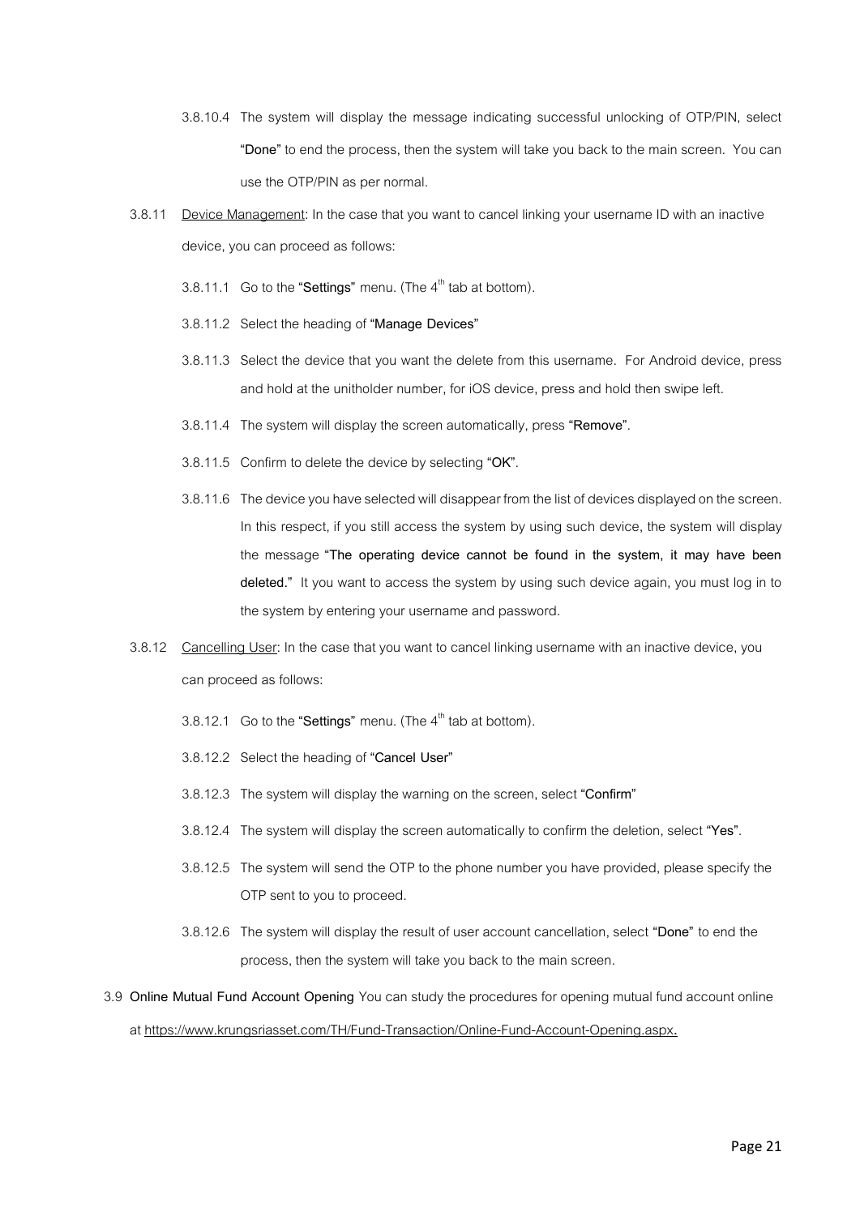3.8.10.4 The system will display the message indicating successful unlocking of OTP/PIN, select **"Done"** to end the process, then the system will take you back to the main screen. You can use the OTP/PIN as per normal.

3.8.11 <u>Device Management</u>: In the case that you want to cancel linking your username ID with an inactive device, you can proceed as follows:

3.8.11.1 Go to the **"Settings"** menu. (The 4th tab at bottom).

3.8.11.2 Select the heading of **"Manage Devices"**

3.8.11.3 Select the device that you want the delete from this username. For Android device, press and hold at the unitholder number, for iOS device, press and hold then swipe left.

3.8.11.4 The system will display the screen automatically, press **"Remove"**.

3.8.11.5 Confirm to delete the device by selecting **"OK"**.

3.8.11.6 The device you have selected will disappear from the list of devices displayed on the screen. In this respect, if you still access the system by using such device, the system will display the message **"The operating device cannot be found in the system, it may have been deleted."** It you want to access the system by using such device again, you must log in to the system by entering your username and password.

3.8.12 <u>Cancelling User</u>: In the case that you want to cancel linking username with an inactive device, you can proceed as follows:

3.8.12.1 Go to the **"Settings"** menu. (The 4th tab at bottom).

3.8.12.2 Select the heading of **"Cancel User"**

3.8.12.3 The system will display the warning on the screen, select **"Confirm"**

3.8.12.4 The system will display the screen automatically to confirm the deletion, select **"Yes"**.

3.8.12.5 The system will send the OTP to the phone number you have provided, please specify the OTP sent to you to proceed.

3.8.12.6 The system will display the result of user account cancellation, select **"Done"** to end the process, then the system will take you back to the main screen.

3.9 **Online Mutual Fund Account Opening** You can study the procedures for opening mutual fund account online at https://www.krungsriasset.com/TH/Fund-Transaction/Online-Fund-Account-Opening.aspx.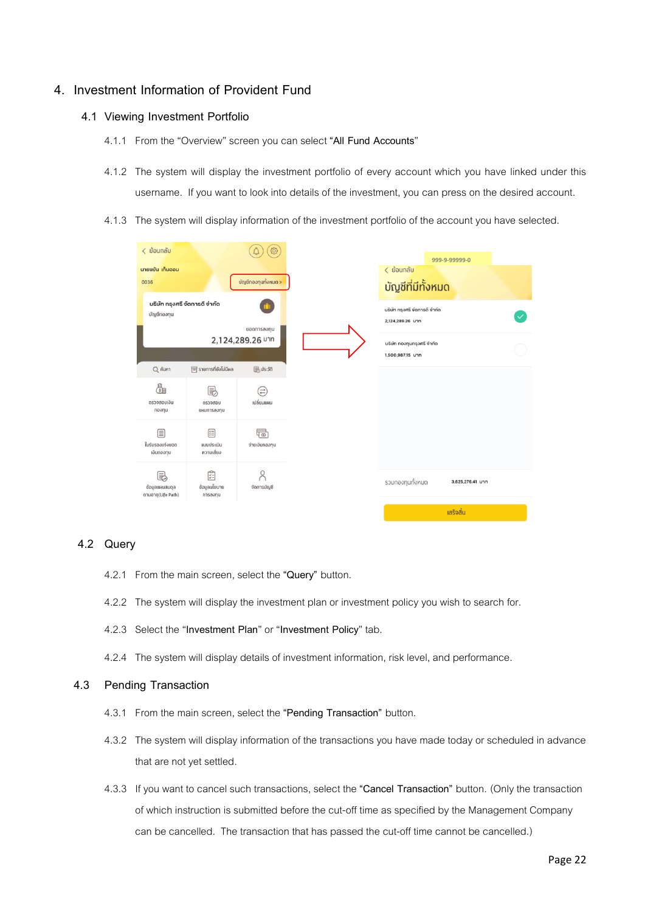# 4. Investment Information of Provident Fund

## 4.1 Viewing Investment Portfolio

4.1.1 From the “Overview” screen you can select “**All Fund Accounts**”

4.1.2 The system will display the investment portfolio of every account which you have linked under this username. If you want to look into details of the investment, you can press on the desired account.

4.1.3 The system will display information of the investment portfolio of the account you have selected.

## 4.2 Query

4.2.1 From the main screen, select the “**Query**” button.

4.2.2 The system will display the investment plan or investment policy you wish to search for.

4.2.3 Select the “**Investment Plan**” or “**Investment Policy**” tab.

4.2.4 The system will display details of investment information, risk level, and performance.

## 4.3 Pending Transaction

4.3.1 From the main screen, select the “**Pending Transaction**” button.

4.3.2 The system will display information of the transactions you have made today or scheduled in advance that are not yet settled.

4.3.3 If you want to cancel such transactions, select the “**Cancel Transaction**” button. (Only the transaction of which instruction is submitted before the cut-off time as specified by the Management Company can be cancelled. The transaction that has passed the cut-off time cannot be cancelled.)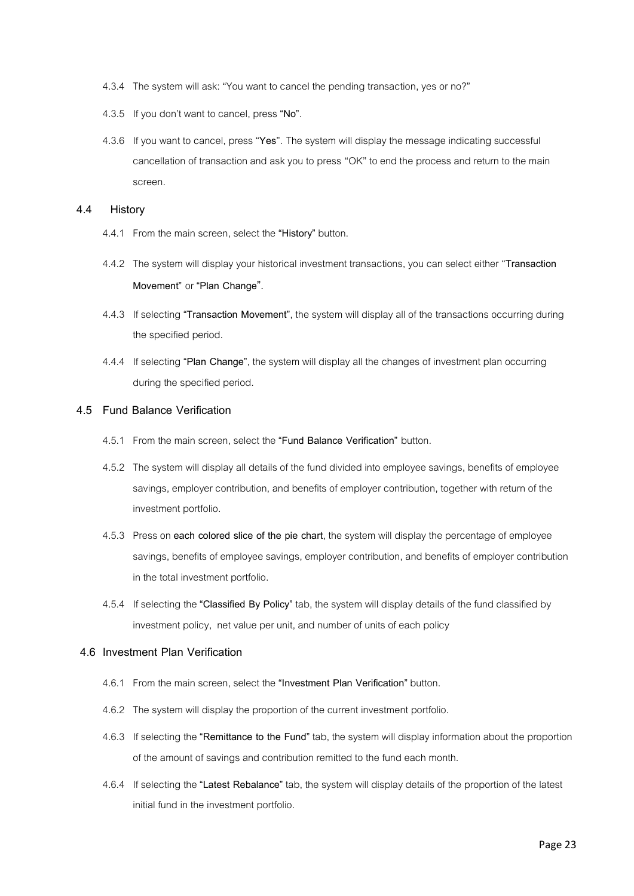4.3.4 The system will ask: "You want to cancel the pending transaction, yes or no?"

4.3.5 If you don't want to cancel, press "**No**".

4.3.6 If you want to cancel, press "**Yes**". The system will display the message indicating successful cancellation of transaction and ask you to press "OK" to end the process and return to the main screen.

### 4.4 History

4.4.1 From the main screen, select the "**History**" button.

4.4.2 The system will display your historical investment transactions, you can select either "**Transaction Movement**" or "**Plan Change**".

4.4.3 If selecting "**Transaction Movement**", the system will display all of the transactions occurring during the specified period.

4.4.4 If selecting "**Plan Change**", the system will display all the changes of investment plan occurring during the specified period.

### 4.5 Fund Balance Verification

4.5.1 From the main screen, select the "**Fund Balance Verification**" button.

4.5.2 The system will display all details of the fund divided into employee savings, benefits of employee savings, employer contribution, and benefits of employer contribution, together with return of the investment portfolio.

4.5.3 Press on **each colored slice of the pie chart**, the system will display the percentage of employee savings, benefits of employee savings, employer contribution, and benefits of employer contribution in the total investment portfolio.

4.5.4 If selecting the "**Classified By Policy**" tab, the system will display details of the fund classified by investment policy, net value per unit, and number of units of each policy

### 4.6 Investment Plan Verification

4.6.1 From the main screen, select the "**Investment Plan Verification**" button.

4.6.2 The system will display the proportion of the current investment portfolio.

4.6.3 If selecting the "**Remittance to the Fund**" tab, the system will display information about the proportion of the amount of savings and contribution remitted to the fund each month.

4.6.4 If selecting the "**Latest Rebalance**" tab, the system will display details of the proportion of the latest initial fund in the investment portfolio.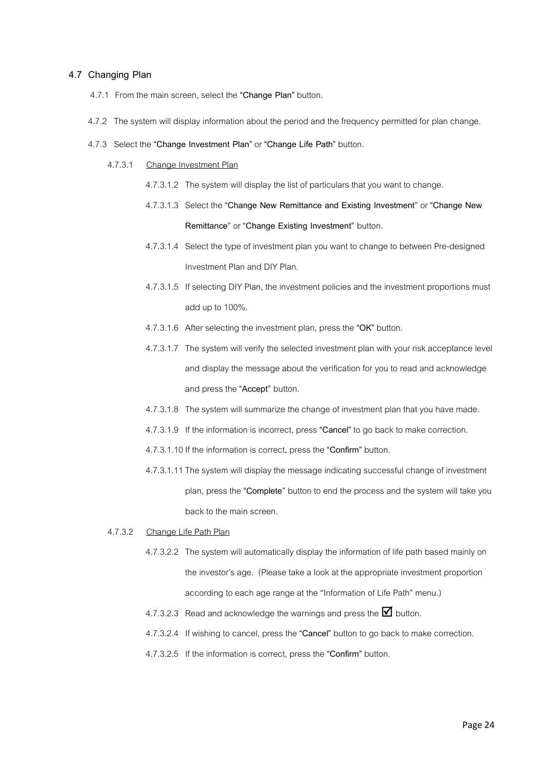## 4.7 Changing Plan

4.7.1 From the main screen, select the **"Change Plan"** button.

4.7.2 The system will display information about the period and the frequency permitted for plan change.

4.7.3 Select the **"Change Investment Plan"** or **"Change Life Path"** button.

4.7.3.1 Change Investment Plan

4.7.3.1.2 The system will display the list of particulars that you want to change.

4.7.3.1.3 Select the **"Change New Remittance and Existing Investment"** or **"Change New Remittance"** or **"Change Existing Investment"** button.

4.7.3.1.4 Select the type of investment plan you want to change to between Pre-designed Investment Plan and DIY Plan.

4.7.3.1.5 If selecting DIY Plan, the investment policies and the investment proportions must add up to 100%.

4.7.3.1.6 After selecting the investment plan, press the **"OK"** button.

4.7.3.1.7 The system will verify the selected investment plan with your risk acceptance level and display the message about the verification for you to read and acknowledge and press the **"Accept"** button.

4.7.3.1.8 The system will summarize the change of investment plan that you have made.

4.7.3.1.9 If the information is incorrect, press **"Cancel"** to go back to make correction.

4.7.3.1.10 If the information is correct, press the **"Confirm"** button.

4.7.3.1.11 The system will display the message indicating successful change of investment plan, press the **"Complete"** button to end the process and the system will take you back to the main screen.

4.7.3.2 Change Life Path Plan

4.7.3.2.2 The system will automatically display the information of life path based mainly on the investor's age. (Please take a look at the appropriate investment proportion according to each age range at the "Information of Life Path" menu.)

4.7.3.2.3 Read and acknowledge the warnings and press the ☑ button.

4.7.3.2.4 If wishing to cancel, press the **"Cancel"** button to go back to make correction.

4.7.3.2.5 If the information is correct, press the **"Confirm"** button.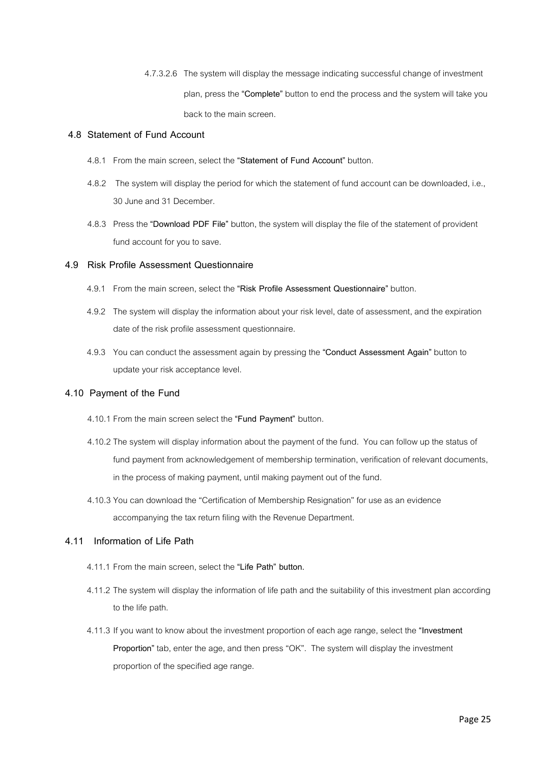4.7.3.2.6 The system will display the message indicating successful change of investment plan, press the **"Complete"** button to end the process and the system will take you back to the main screen.

## 4.8 Statement of Fund Account

4.8.1 From the main screen, select the **"Statement of Fund Account"** button.

4.8.2 The system will display the period for which the statement of fund account can be downloaded, i.e., 30 June and 31 December.

4.8.3 Press the **"Download PDF File"** button, the system will display the file of the statement of provident fund account for you to save.

## 4.9 Risk Profile Assessment Questionnaire

4.9.1 From the main screen, select the **"Risk Profile Assessment Questionnaire"** button.

4.9.2 The system will display the information about your risk level, date of assessment, and the expiration date of the risk profile assessment questionnaire.

4.9.3 You can conduct the assessment again by pressing the **"Conduct Assessment Again"** button to update your risk acceptance level.

## 4.10 Payment of the Fund

4.10.1 From the main screen select the **"Fund Payment"** button.

4.10.2 The system will display information about the payment of the fund. You can follow up the status of fund payment from acknowledgement of membership termination, verification of relevant documents, in the process of making payment, until making payment out of the fund.

4.10.3 You can download the "Certification of Membership Resignation" for use as an evidence accompanying the tax return filing with the Revenue Department.

## 4.11 Information of Life Path

4.11.1 From the main screen, select the **"Life Path" button.**

4.11.2 The system will display the information of life path and the suitability of this investment plan according to the life path.

4.11.3 If you want to know about the investment proportion of each age range, select the **"Investment Proportion"** tab, enter the age, and then press "OK". The system will display the investment proportion of the specified age range.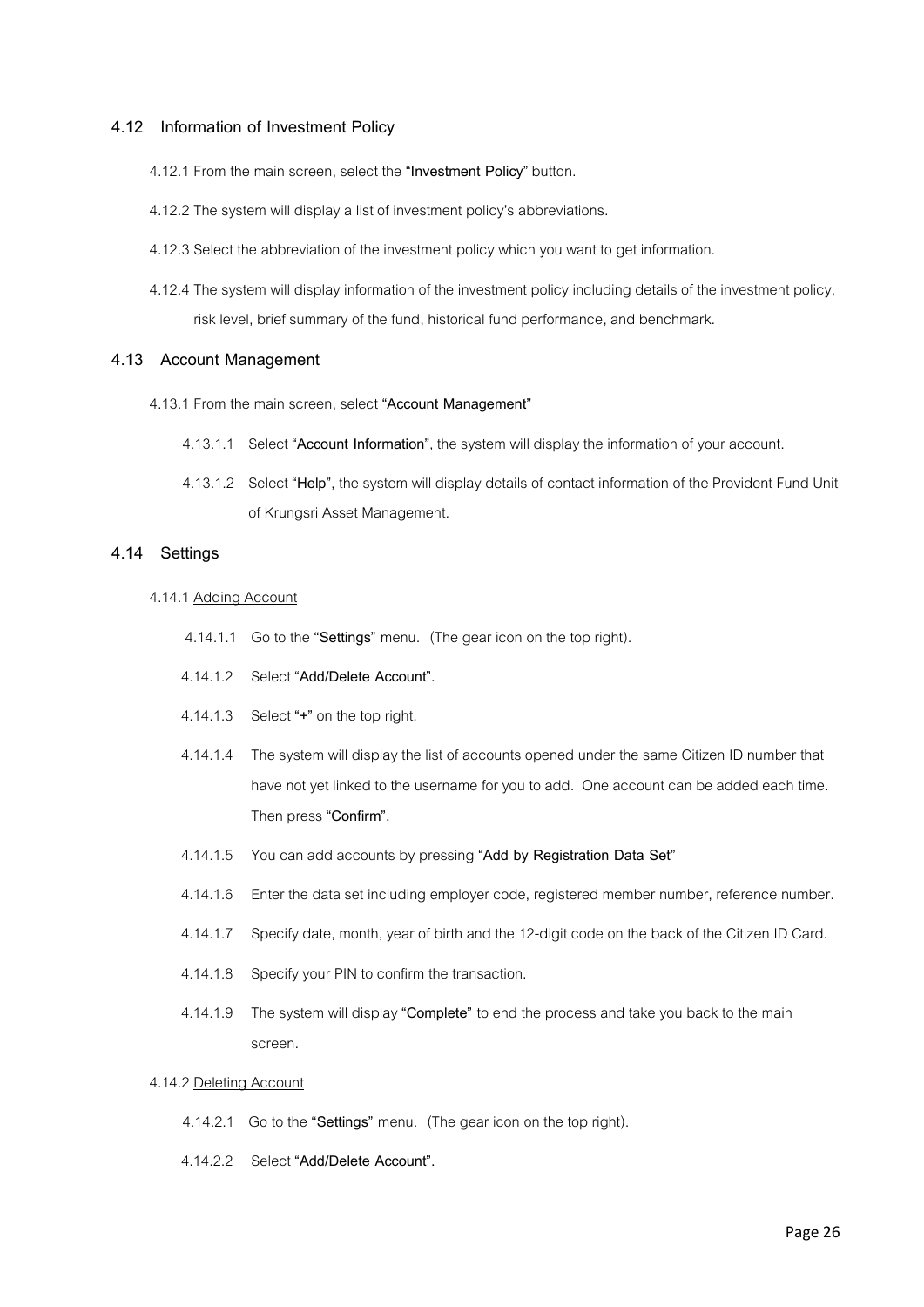## 4.12 Information of Investment Policy

4.12.1 From the main screen, select the "**Investment Policy**" button.

4.12.2 The system will display a list of investment policy's abbreviations.

4.12.3 Select the abbreviation of the investment policy which you want to get information.

4.12.4 The system will display information of the investment policy including details of the investment policy, risk level, brief summary of the fund, historical fund performance, and benchmark.

## 4.13 Account Management

4.13.1 From the main screen, select "**Account Management**"

4.13.1.1 Select "**Account Information**", the system will display the information of your account.

4.13.1.2 Select "**Help**", the system will display details of contact information of the Provident Fund Unit of Krungsri Asset Management.

## 4.14 Settings

4.14.1 Adding Account

4.14.1.1 Go to the "**Settings**" menu. (The gear icon on the top right).

4.14.1.2 Select "**Add/Delete Account**".

4.14.1.3 Select "**+**" on the top right.

4.14.1.4 The system will display the list of accounts opened under the same Citizen ID number that have not yet linked to the username for you to add. One account can be added each time. Then press "**Confirm**".

4.14.1.5 You can add accounts by pressing "**Add by Registration Data Set**"

4.14.1.6 Enter the data set including employer code, registered member number, reference number.

4.14.1.7 Specify date, month, year of birth and the 12-digit code on the back of the Citizen ID Card.

4.14.1.8 Specify your PIN to confirm the transaction.

4.14.1.9 The system will display "**Complete**" to end the process and take you back to the main screen.

4.14.2 Deleting Account

4.14.2.1 Go to the "**Settings**" menu. (The gear icon on the top right).

4.14.2.2 Select "**Add/Delete Account**".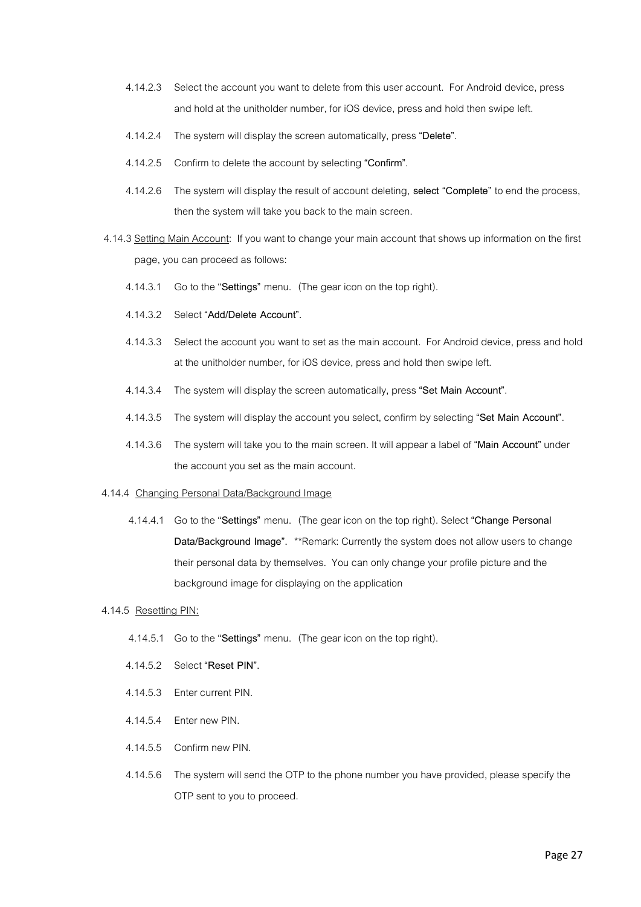4.14.2.3 Select the account you want to delete from this user account. For Android device, press and hold at the unitholder number, for iOS device, press and hold then swipe left.

4.14.2.4 The system will display the screen automatically, press **"Delete"**.

4.14.2.5 Confirm to delete the account by selecting **"Confirm"**.

4.14.2.6 The system will display the result of account deleting, **select "Complete"** to end the process, then the system will take you back to the main screen.

4.14.3 <u>Setting Main Account</u>: If you want to change your main account that shows up information on the first page, you can proceed as follows:

4.14.3.1 Go to the "**Settings**" menu. (The gear icon on the top right).

4.14.3.2 Select **"Add/Delete Account".**

4.14.3.3 Select the account you want to set as the main account. For Android device, press and hold at the unitholder number, for iOS device, press and hold then swipe left.

4.14.3.4 The system will display the screen automatically, press **"Set Main Account"**.

4.14.3.5 The system will display the account you select, confirm by selecting **"Set Main Account"**.

4.14.3.6 The system will take you to the main screen. It will appear a label of **"Main Account"** under the account you set as the main account.

4.14.4 <u>Changing Personal Data/Background Image</u>

4.14.4.1 Go to the "**Settings**" menu. (The gear icon on the top right). Select **"Change Personal Data/Background Image".** **Remark: Currently the system does not allow users to change their personal data by themselves. You can only change your profile picture and the background image for displaying on the application

4.14.5 <u>Resetting PIN:</u>

4.14.5.1 Go to the "**Settings**" menu. (The gear icon on the top right).

4.14.5.2 Select **"Reset PIN".**

4.14.5.3 Enter current PIN.

4.14.5.4 Enter new PIN.

4.14.5.5 Confirm new PIN.

4.14.5.6 The system will send the OTP to the phone number you have provided, please specify the OTP sent to you to proceed.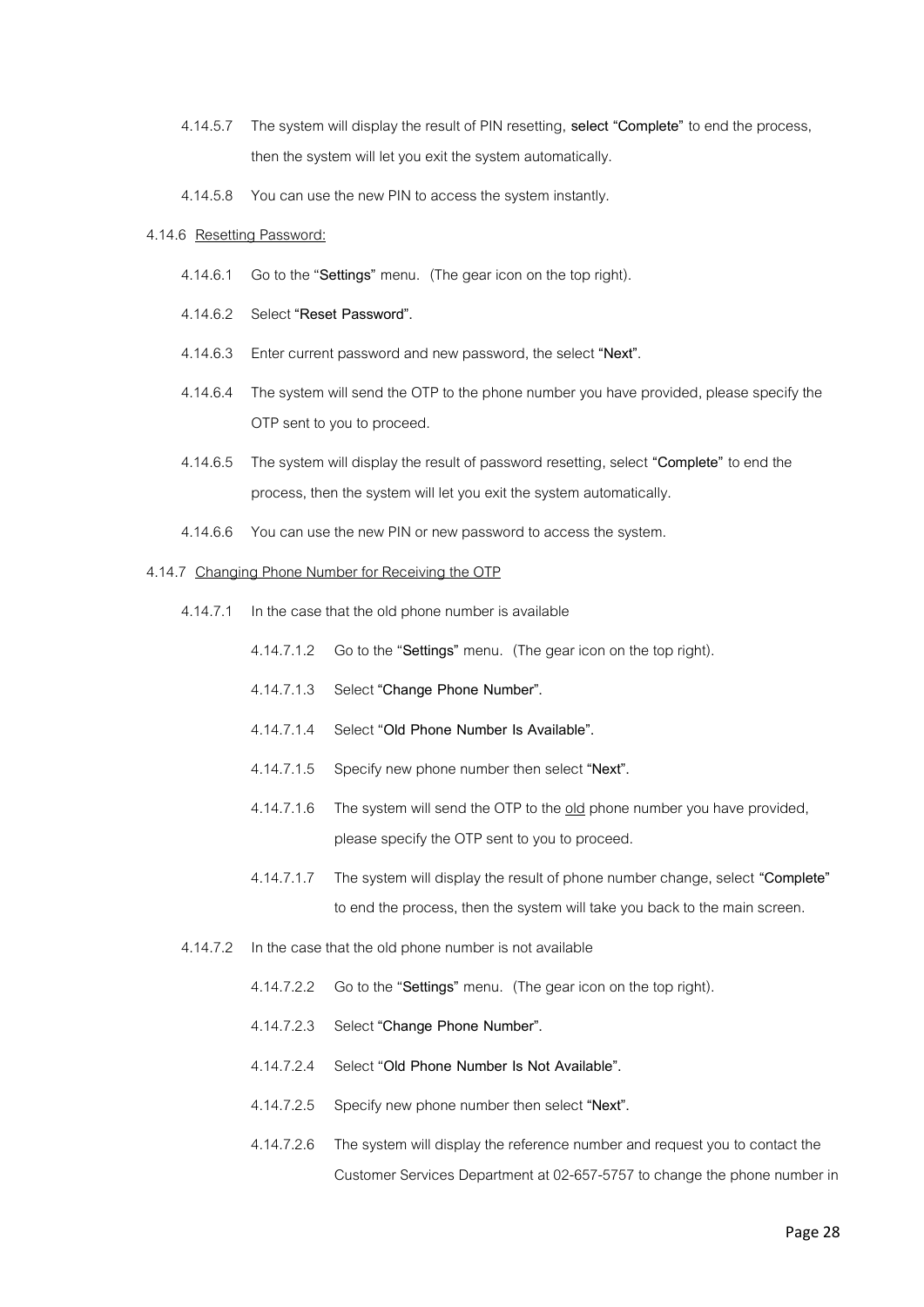4.14.5.7 The system will display the result of PIN resetting, **select "Complete"** to end the process, then the system will let you exit the system automatically.

4.14.5.8 You can use the new PIN to access the system instantly.

4.14.6 <u>Resetting Password:</u>

4.14.6.1 Go to the "**Settings**" menu. (The gear icon on the top right).

4.14.6.2 Select **"Reset Password"**.

4.14.6.3 Enter current password and new password, the select **"Next"**.

4.14.6.4 The system will send the OTP to the phone number you have provided, please specify the OTP sent to you to proceed.

4.14.6.5 The system will display the result of password resetting, select **"Complete"** to end the process, then the system will let you exit the system automatically.

4.14.6.6 You can use the new PIN or new password to access the system.

4.14.7 <u>Changing Phone Number for Receiving the OTP</u>

4.14.7.1 In the case that the old phone number is available

4.14.7.1.2 Go to the "**Settings**" menu. (The gear icon on the top right).

4.14.7.1.3 Select **"Change Phone Number"**.

4.14.7.1.4 Select "**Old Phone Number Is Available"**.

4.14.7.1.5 Specify new phone number then select **"Next"**.

4.14.7.1.6 The system will send the OTP to the <u>old</u> phone number you have provided, please specify the OTP sent to you to proceed.

4.14.7.1.7 The system will display the result of phone number change, select **"Complete"** to end the process, then the system will take you back to the main screen.

4.14.7.2 In the case that the old phone number is not available

4.14.7.2.2 Go to the "**Settings**" menu. (The gear icon on the top right).

4.14.7.2.3 Select **"Change Phone Number"**.

4.14.7.2.4 Select "**Old Phone Number Is Not Available"**.

4.14.7.2.5 Specify new phone number then select **"Next"**.

4.14.7.2.6 The system will display the reference number and request you to contact the Customer Services Department at 02-657-5757 to change the phone number in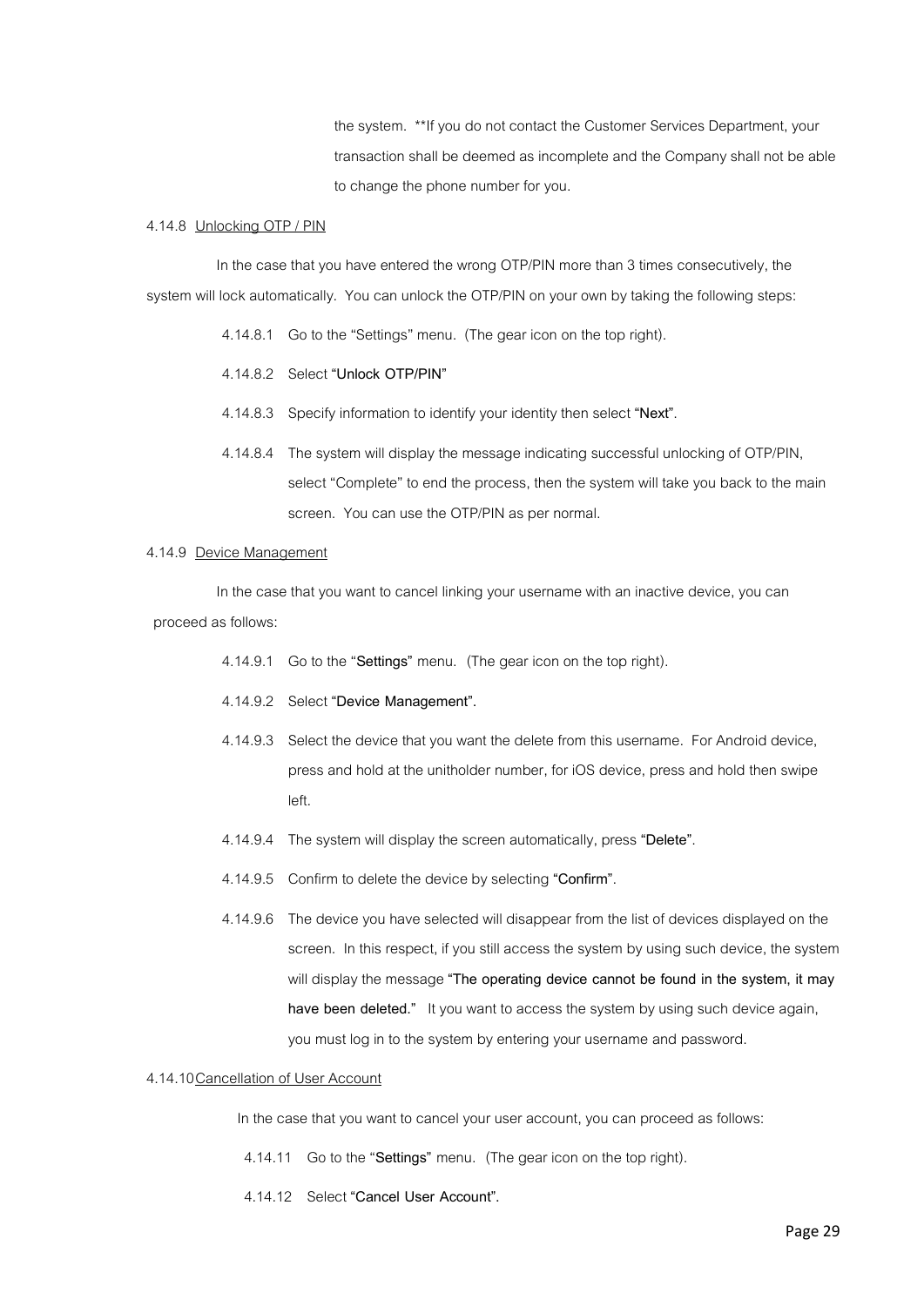the system. **If you do not contact the Customer Services Department, your transaction shall be deemed as incomplete and the Company shall not be able to change the phone number for you.

4.14.8 Unlocking OTP / PIN

In the case that you have entered the wrong OTP/PIN more than 3 times consecutively, the system will lock automatically. You can unlock the OTP/PIN on your own by taking the following steps:

4.14.8.1 Go to the "Settings" menu. (The gear icon on the top right).

4.14.8.2 Select **"Unlock OTP/PIN"**

4.14.8.3 Specify information to identify your identity then select **"Next"**.

4.14.8.4 The system will display the message indicating successful unlocking of OTP/PIN, select "Complete" to end the process, then the system will take you back to the main screen. You can use the OTP/PIN as per normal.

4.14.9 Device Management

In the case that you want to cancel linking your username with an inactive device, you can proceed as follows:

4.14.9.1 Go to the "**Settings**" menu. (The gear icon on the top right).

4.14.9.2 Select **"Device Management"**.

4.14.9.3 Select the device that you want the delete from this username. For Android device, press and hold at the unitholder number, for iOS device, press and hold then swipe left.

4.14.9.4 The system will display the screen automatically, press **"Delete"**.

4.14.9.5 Confirm to delete the device by selecting **"Confirm"**.

4.14.9.6 The device you have selected will disappear from the list of devices displayed on the screen. In this respect, if you still access the system by using such device, the system will display the message **"The operating device cannot be found in the system, it may have been deleted."** It you want to access the system by using such device again, you must log in to the system by entering your username and password.

4.14.10 Cancellation of User Account

In the case that you want to cancel your user account, you can proceed as follows:

4.14.11 Go to the "**Settings**" menu. (The gear icon on the top right).

4.14.12 Select **"Cancel User Account"**.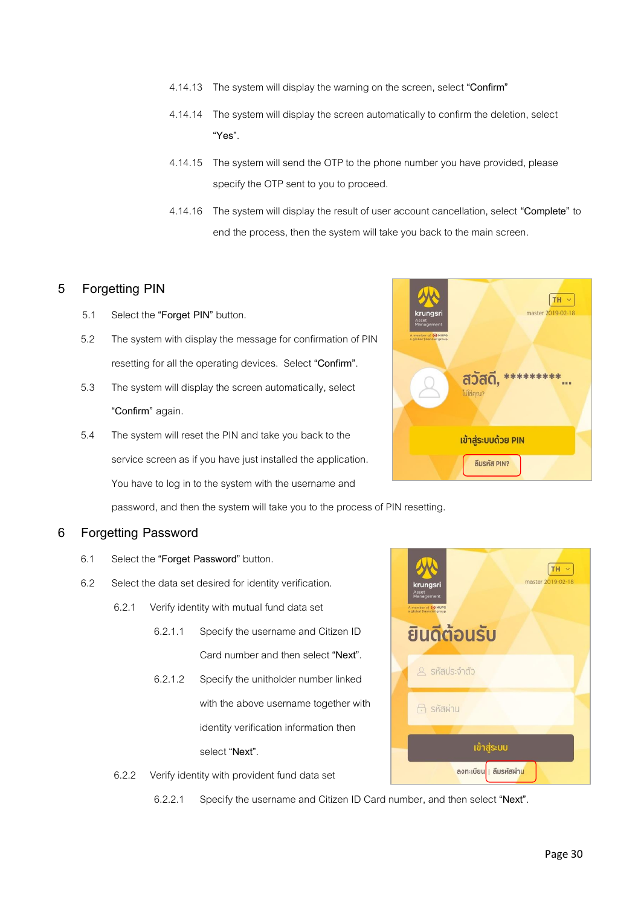4.14.13 The system will display the warning on the screen, select "**Confirm**"

4.14.14 The system will display the screen automatically to confirm the deletion, select "**Yes**".

4.14.15 The system will send the OTP to the phone number you have provided, please specify the OTP sent to you to proceed.

4.14.16 The system will display the result of user account cancellation, select "**Complete**" to end the process, then the system will take you back to the main screen.

# 5 Forgetting PIN

5.1 Select the "**Forget PIN**" button.

5.2 The system with display the message for confirmation of PIN resetting for all the operating devices. Select "**Confirm**".

5.3 The system will display the screen automatically, select "**Confirm**" again.

5.4 The system will reset the PIN and take you back to the service screen as if you have just installed the application. You have to log in to the system with the username and password, and then the system will take you to the process of PIN resetting.

# 6 Forgetting Password

6.1 Select the "**Forget Password**" button.

6.2 Select the data set desired for identity verification.

6.2.1 Verify identity with mutual fund data set

6.2.1.1 Specify the username and Citizen ID Card number and then select "**Next**".

6.2.1.2 Specify the unitholder number linked with the above username together with identity verification information then select "**Next**".

6.2.2 Verify identity with provident fund data set

6.2.2.1 Specify the username and Citizen ID Card number, and then select "**Next**".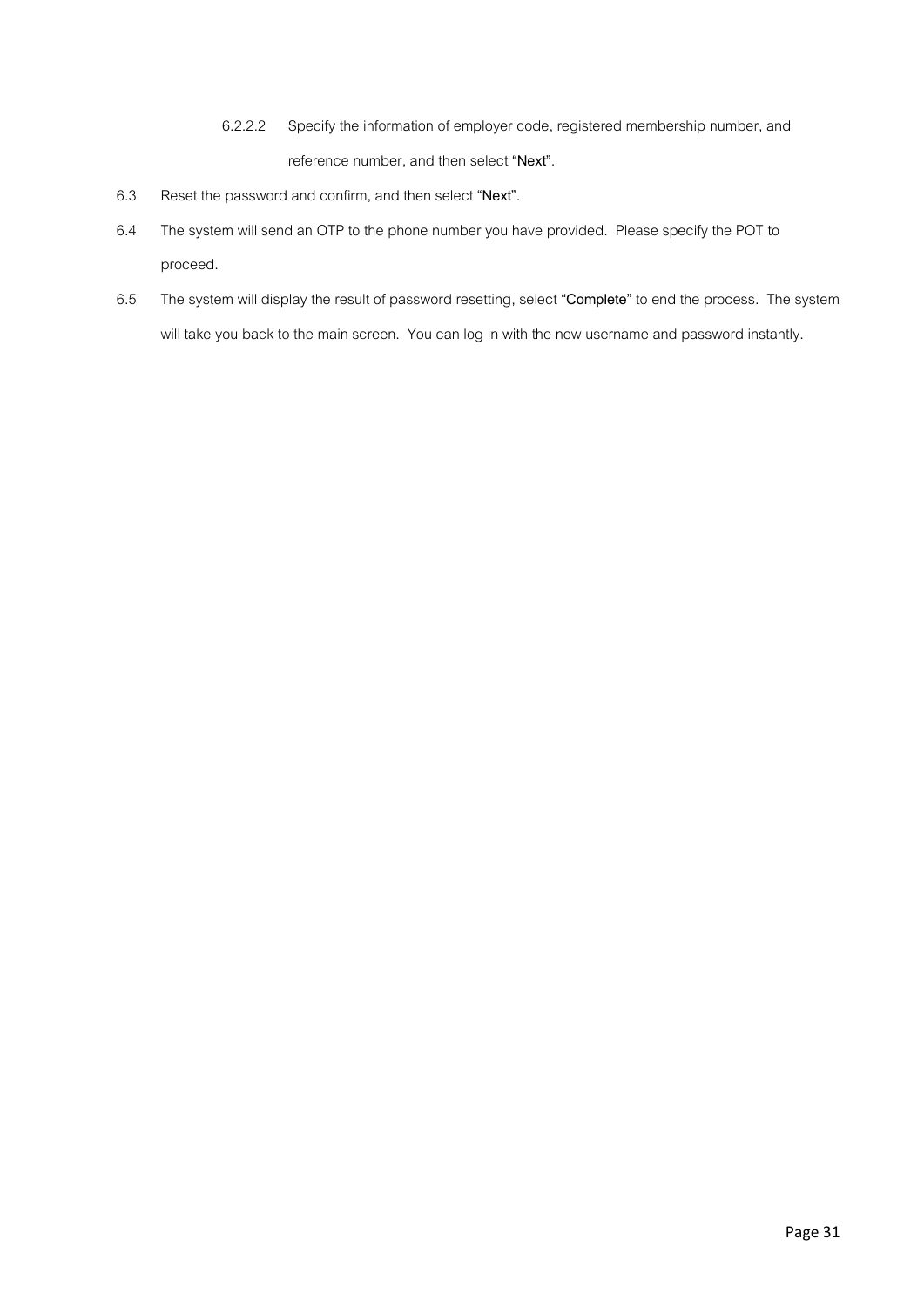6.2.2.2 Specify the information of employer code, registered membership number, and reference number, and then select **"Next"**.

6.3 Reset the password and confirm, and then select **"Next"**.

6.4 The system will send an OTP to the phone number you have provided. Please specify the POT to proceed.

6.5 The system will display the result of password resetting, select **"Complete"** to end the process. The system will take you back to the main screen. You can log in with the new username and password instantly.